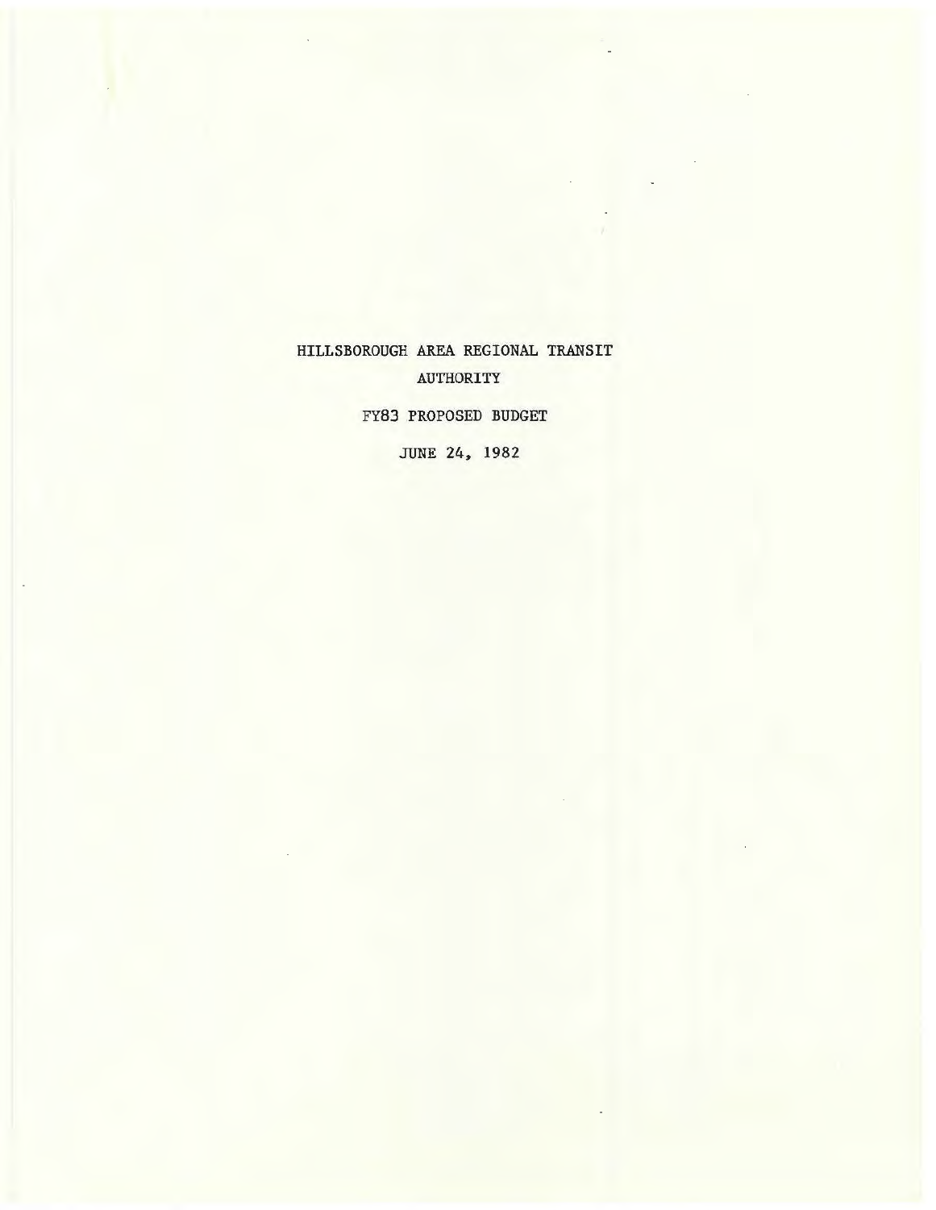# HILLSBOROUGH AREA REGIONAL TRANSIT AUTHORITY

## FY83 PROPOSED BUDGET

JUNE 24, 1982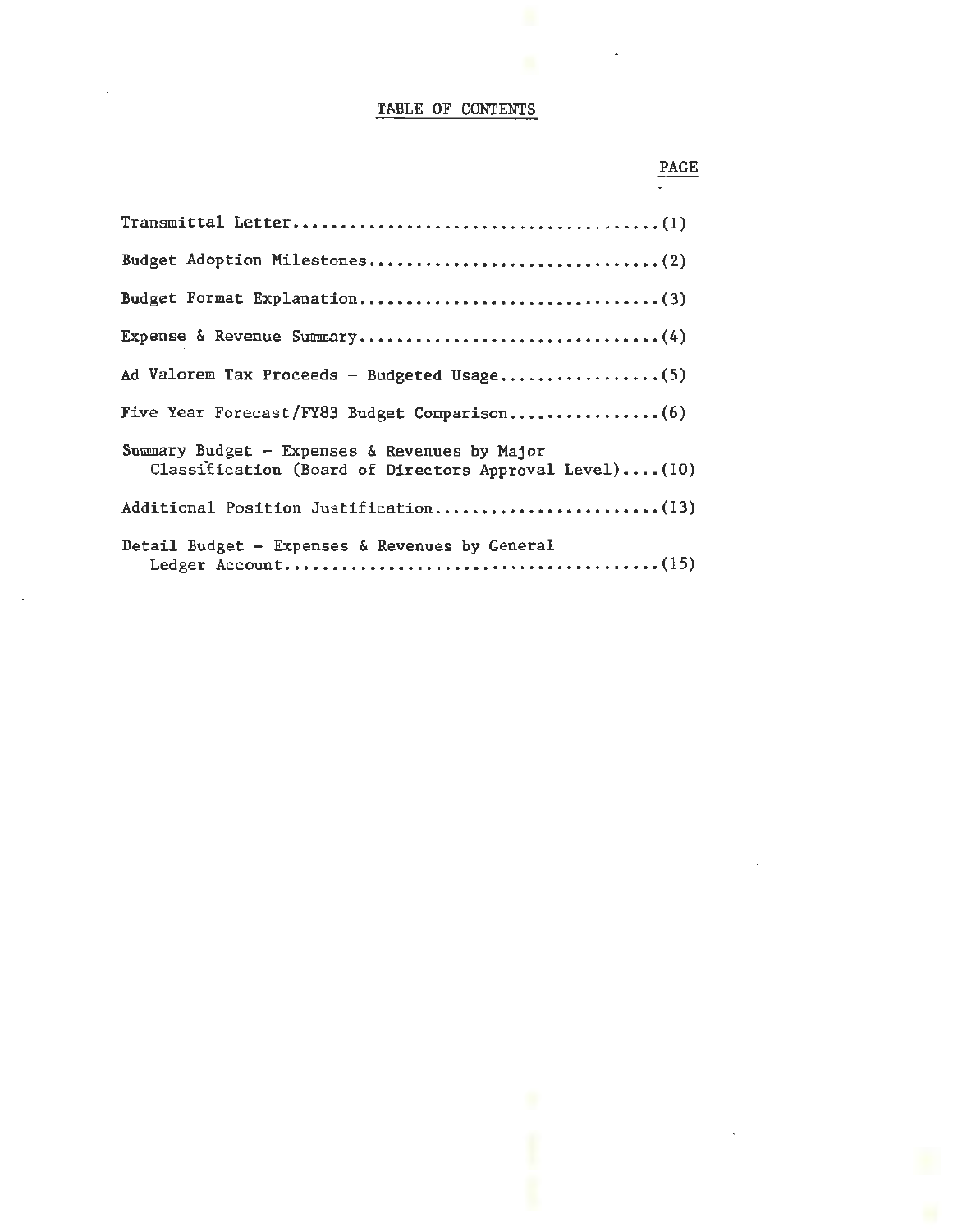# TABLE OF CONTENTS

| | PAGE |
|---|---|
| Transmittal Letter | (1) |
| Budget Adoption Milestones | (2) |
| Budget Format Explanation | (3) |
| Expense & Revenue Summary | (4) |
| Ad Valorem Tax Proceeds - Budgeted Usage | (5) |
| Five Year Forecast/FY83 Budget Comparison | (6) |
| Summary Budget - Expenses & Revenues by Major Classification (Board of Directors Approval Level) | (10) |
| Additional Position Justification | (13) |
| Detail Budget - Expenses & Revenues by General Ledger Account | (15) |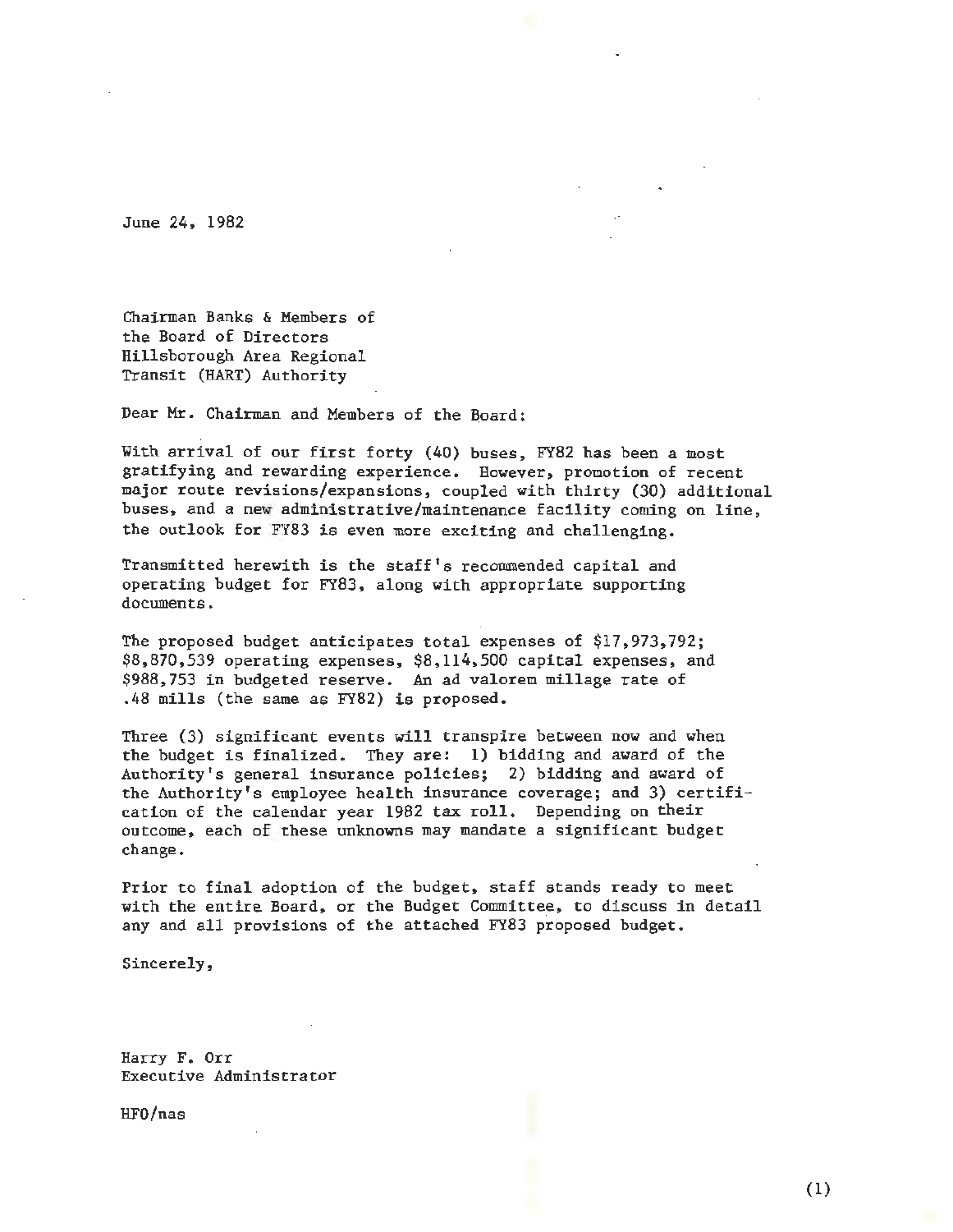June 24, 1982

Chairman Banks & Members of
the Board of Directors
Hillsborough Area Regional
Transit (HART) Authority

Dear Mr. Chairman and Members of the Board:

With arrival of our first forty (40) buses, FY82 has been a most gratifying and rewarding experience. However, promotion of recent major route revisions/expansions, coupled with thirty (30) additional buses, and a new administrative/maintenance facility coming on line, the outlook for FY83 is even more exciting and challenging.

Transmitted herewith is the staff's recommended capital and operating budget for FY83, along with appropriate supporting documents.

The proposed budget anticipates total expenses of $17,973,792; $8,870,539 operating expenses, $8,114,500 capital expenses, and $988,753 in budgeted reserve. An ad valorem millage rate of .48 mills (the same as FY82) is proposed.

Three (3) significant events will transpire between now and when the budget is finalized. They are: 1) bidding and award of the Authority's general insurance policies; 2) bidding and award of the Authority's employee health insurance coverage; and 3) certification of the calendar year 1982 tax roll. Depending on their outcome, each of these unknowns may mandate a significant budget change.

Prior to final adoption of the budget, staff stands ready to meet with the entire Board, or the Budget Committee, to discuss in detail any and all provisions of the attached FY83 proposed budget.

Sincerely,

Harry F. Orr
Executive Administrator

HFO/nas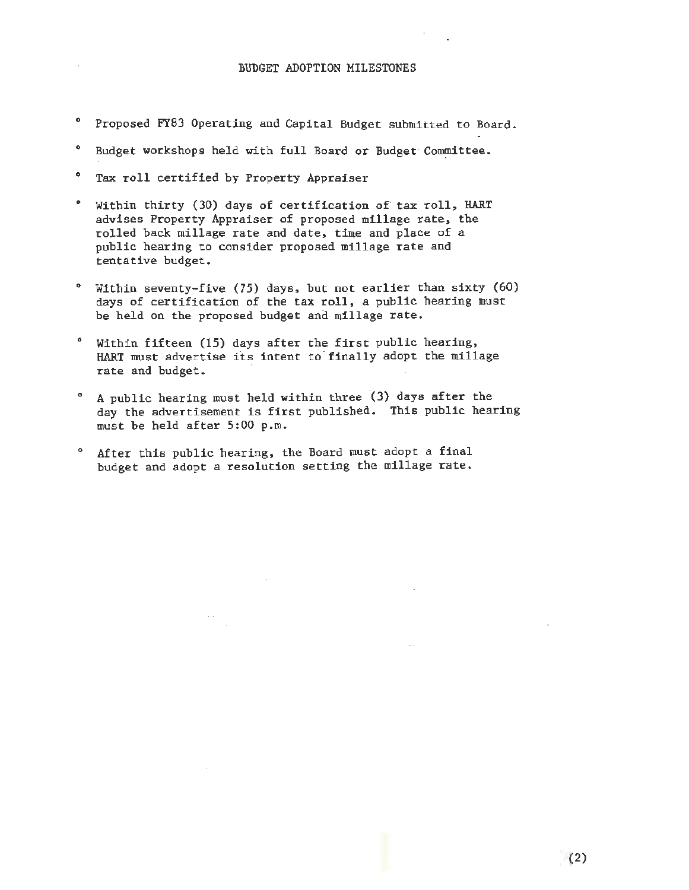# BUDGET ADOPTION MILESTONES

- Proposed FY83 Operating and Capital Budget submitted to Board.
- Budget workshops held with full Board or Budget Committee.
- Tax roll certified by Property Appraiser
- Within thirty (30) days of certification of tax roll, HART advises Property Appraiser of proposed millage rate, the rolled back millage rate and date, time and place of a public hearing to consider proposed millage rate and tentative budget.
- Within seventy-five (75) days, but not earlier than sixty (60) days of certification of the tax roll, a public hearing must be held on the proposed budget and millage rate.
- Within fifteen (15) days after the first public hearing, HART must advertise its intent to finally adopt the millage rate and budget.
- A public hearing must held within three (3) days after the day the advertisement is first published. This public hearing must be held after 5:00 p.m.
- After this public hearing, the Board must adopt a final budget and adopt a resolution setting the millage rate.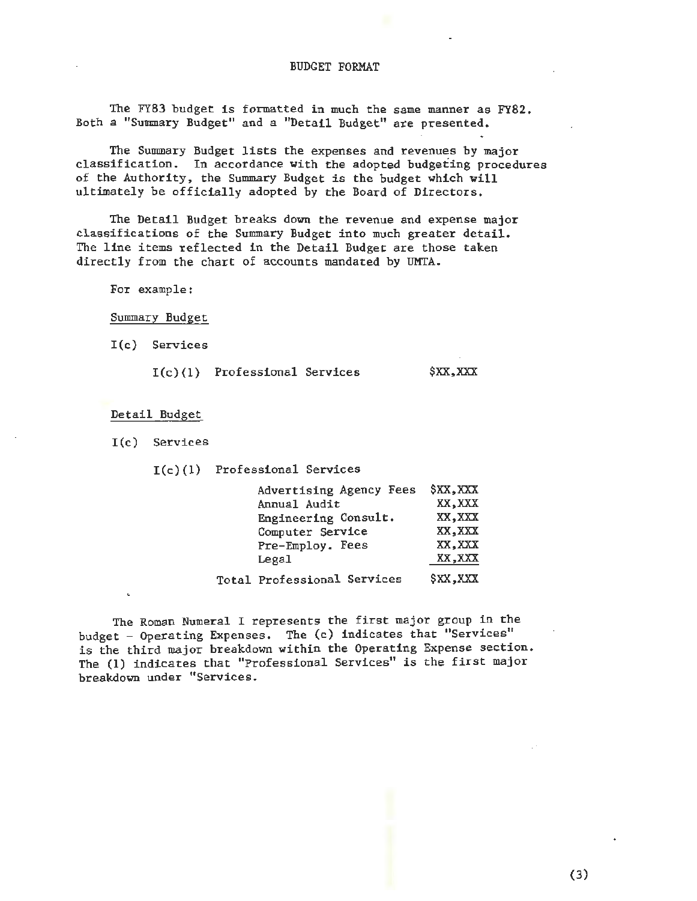# BUDGET FORMAT

The FY83 budget is formatted in much the same manner as FY82. Both a "Summary Budget" and a "Detail Budget" are presented.

The Summary Budget lists the expenses and revenues by major classification. In accordance with the adopted budgeting procedures of the Authority, the Summary Budget is the budget which will ultimately be officially adopted by the Board of Directors.

The Detail Budget breaks down the revenue and expense major classifications of the Summary Budget into much greater detail. The line items reflected in the Detail Budget are those taken directly from the chart of accounts mandated by UMTA.

For example:

<u>Summary Budget</u>

I(c) Services

| | |
|---|---|
| I(c)(1) Professional Services | $XX,XXX |

<u>Detail Budget</u>

I(c) Services

I(c)(1) Professional Services

| | |
|---|---|
| Advertising Agency Fees | $XX,XXX |
| Annual Audit | XX,XXX |
| Engineering Consult. | XX,XXX |
| Computer Service | XX,XXX |
| Pre-Employ. Fees | XX,XXX |
| Legal | XX,XXX |
| Total Professional Services | $XX,XXX |

The Roman Numeral I represents the first major group in the budget - Operating Expenses. The (c) indicates that "Services" is the third major breakdown within the Operating Expense section. The (1) indicates that "Professional Services" is the first major breakdown under "Services.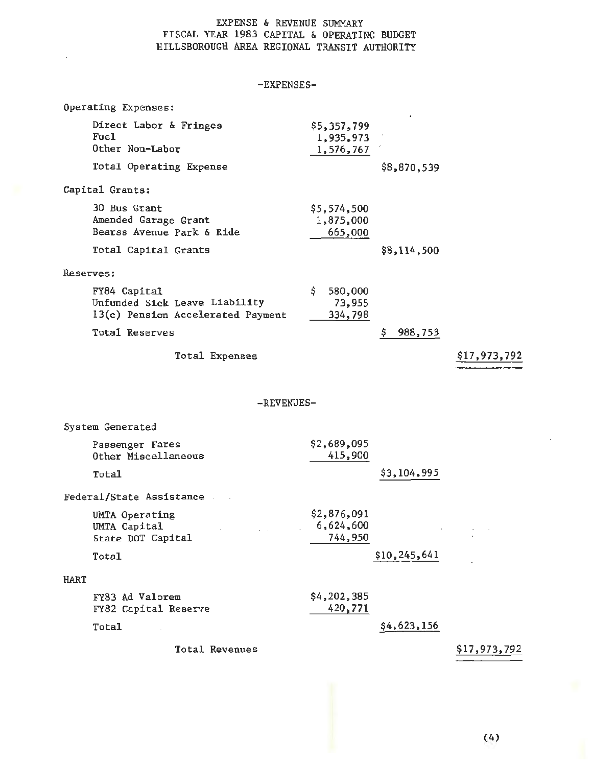# EXPENSE & REVENUE SUMMARY
# FISCAL YEAR 1983 CAPITAL & OPERATING BUDGET
# HILLSBOROUGH AREA REGIONAL TRANSIT AUTHORITY

## -EXPENSES-

| | | | |
|---|---|---|---|
| **Operating Expenses:** | | | |
| Direct Labor & Fringes | $5,357,799 | | |
| Fuel | 1,935,973 | | |
| Other Non-Labor | 1,576,767 | | |
| Total Operating Expense | | $8,870,539 | |
| **Capital Grants:** | | | |
| 30 Bus Grant | $5,574,500 | | |
| Amended Garage Grant | 1,875,000 | | |
| Bearss Avenue Park & Ride | 665,000 | | |
| Total Capital Grants | | $8,114,500 | |
| **Reserves:** | | | |
| FY84 Capital | $ 580,000 | | |
| Unfunded Sick Leave Liability | 73,955 | | |
| 13(c) Pension Accelerated Payment | 334,798 | | |
| Total Reserves | | $ 988,753 | |
| Total Expenses | | | $17,973,792 |

## -REVENUES-

| | | | |
|---|---|---|---|
| **System Generated** | | | |
| Passenger Fares | $2,689,095 | | |
| Other Miscellaneous | 415,900 | | |
| Total | | $3,104,995 | |
| **Federal/State Assistance** | | | |
| UMTA Operating | $2,876,091 | | |
| UMTA Capital | 6,624,600 | | |
| State DOT Capital | 744,950 | | |
| Total | | $10,245,641 | |
| **HART** | | | |
| FY83 Ad Valorem | $4,202,385 | | |
| FY82 Capital Reserve | 420,771 | | |
| Total | | $4,623,156 | |
| Total Revenues | | | $17,973,792 |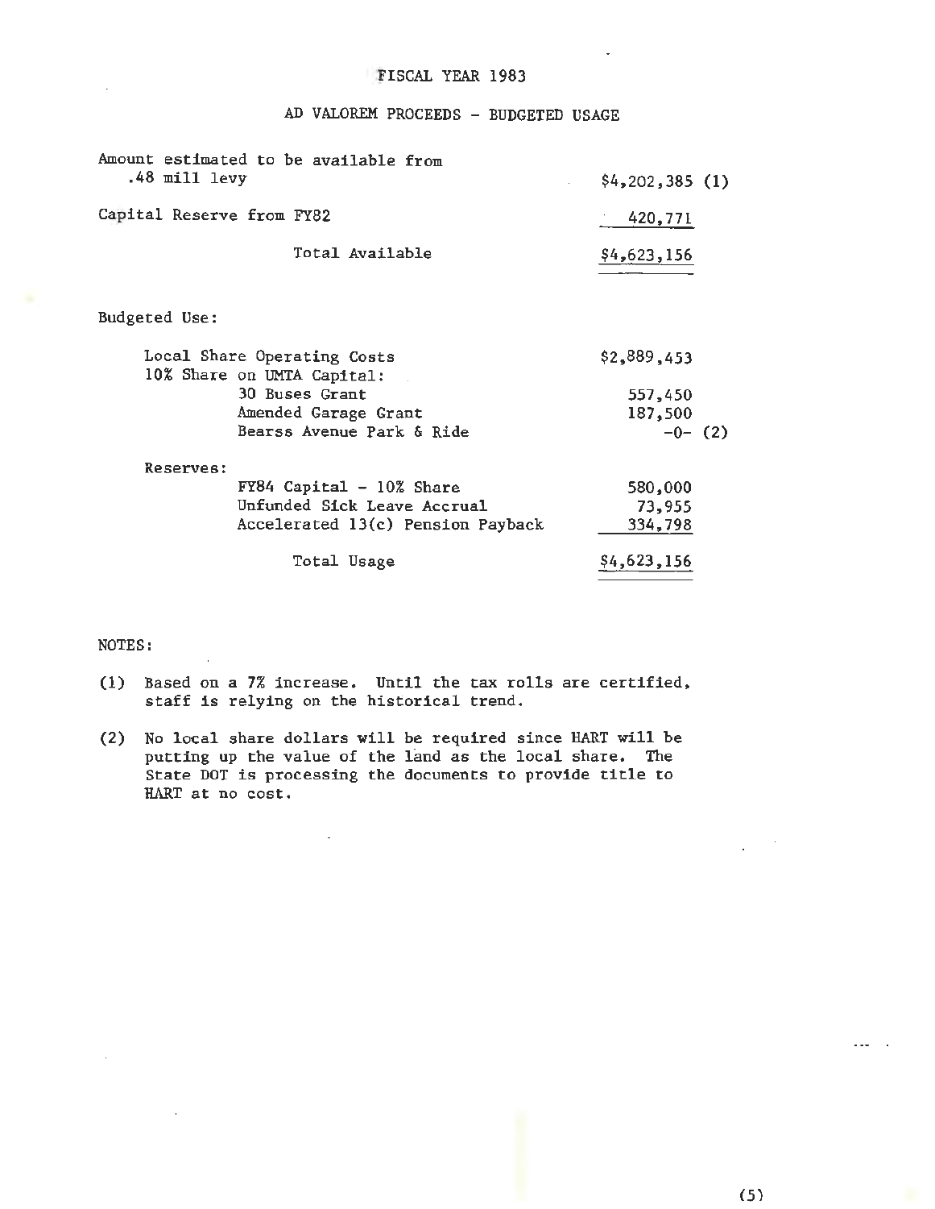# FISCAL YEAR 1983

## AD VALOREM PROCEEDS - BUDGETED USAGE

| | |
|---|---|
| Amount estimated to be available from .48 mill levy | $4,202,385 (1) |
| Capital Reserve from FY82 | 420,771 |
| Total Available | $4,623,156 |

Budgeted Use:

| | |
|---|---|
| Local Share Operating Costs | $2,889,453 |
| 10% Share on UMTA Capital: | |
| 30 Buses Grant | 557,450 |
| Amended Garage Grant | 187,500 |
| Bearss Avenue Park & Ride | -0- (2) |
| Reserves: | |
| FY84 Capital - 10% Share | 580,000 |
| Unfunded Sick Leave Accrual | 73,955 |
| Accelerated 13(c) Pension Payback | 334,798 |
| Total Usage | $4,623,156 |

NOTES:

(1) Based on a 7% increase. Until the tax rolls are certified, staff is relying on the historical trend.

(2) No local share dollars will be required since HART will be putting up the value of the land as the local share. The State DOT is processing the documents to provide title to HART at no cost.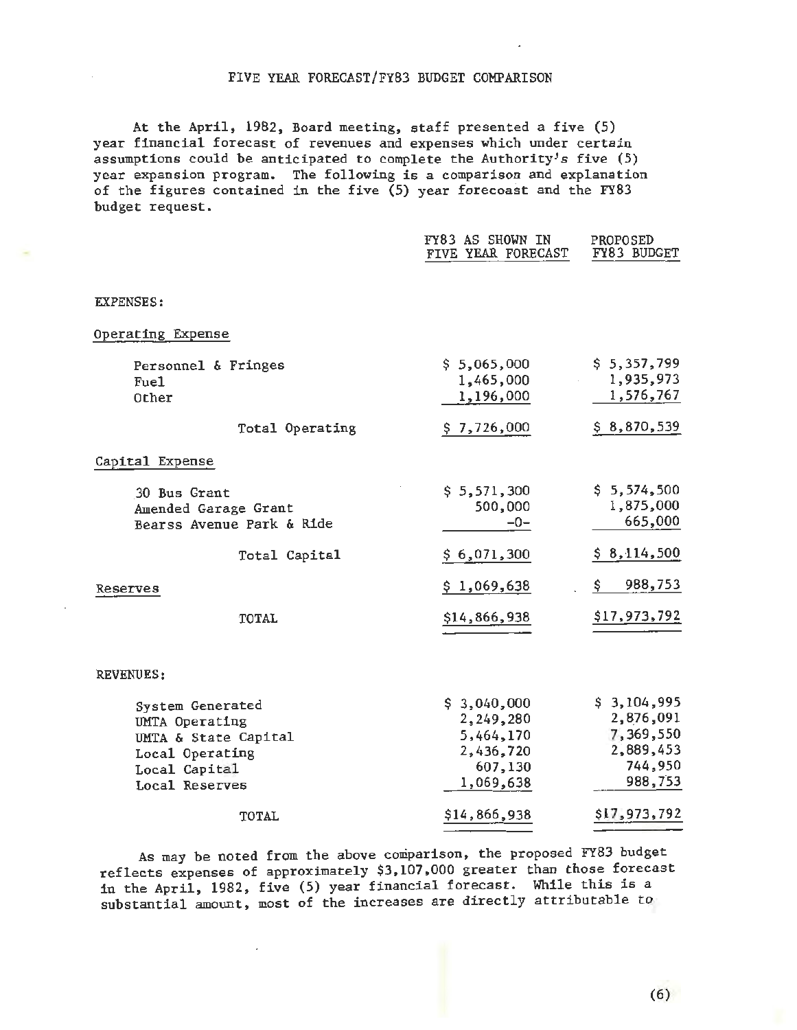# FIVE YEAR FORECAST/FY83 BUDGET COMPARISON

At the April, 1982, Board meeting, staff presented a five (5) year financial forecast of revenues and expenses which under certain assumptions could be anticipated to complete the Authority's five (5) year expansion program. The following is a comparison and explanation of the figures contained in the five (5) year forecoast and the FY83 budget request.

| | FY83 AS SHOWN IN FIVE YEAR FORECAST | PROPOSED FY83 BUDGET |
|---|---|---|
| **EXPENSES:** | | |
| Operating Expense | | |
| Personnel & Fringes | $ 5,065,000 | $ 5,357,799 |
| Fuel | 1,465,000 | 1,935,973 |
| Other | 1,196,000 | 1,576,767 |
| Total Operating | $ 7,726,000 | $ 8,870,539 |
| Capital Expense | | |
| 30 Bus Grant | $ 5,571,300 | $ 5,574,500 |
| Amended Garage Grant | 500,000 | 1,875,000 |
| Bearss Avenue Park & Ride | -0- | 665,000 |
| Total Capital | $ 6,071,300 | $ 8,114,500 |
| Reserves | $ 1,069,638 | $ 988,753 |
| TOTAL | $14,866,938 | $17,973,792 |
| **REVENUES:** | | |
| System Generated | $ 3,040,000 | $ 3,104,995 |
| UMTA Operating | 2,249,280 | 2,876,091 |
| UMTA & State Capital | 5,464,170 | 7,369,550 |
| Local Operating | 2,436,720 | 2,889,453 |
| Local Capital | 607,130 | 744,950 |
| Local Reserves | 1,069,638 | 988,753 |
| TOTAL | $14,866,938 | $17,973,792 |

As may be noted from the above comparison, the proposed FY83 budget reflects expenses of approximately $3,107,000 greater than those forecast in the April, 1982, five (5) year financial forecast. While this is a substantial amount, most of the increases are directly attributable to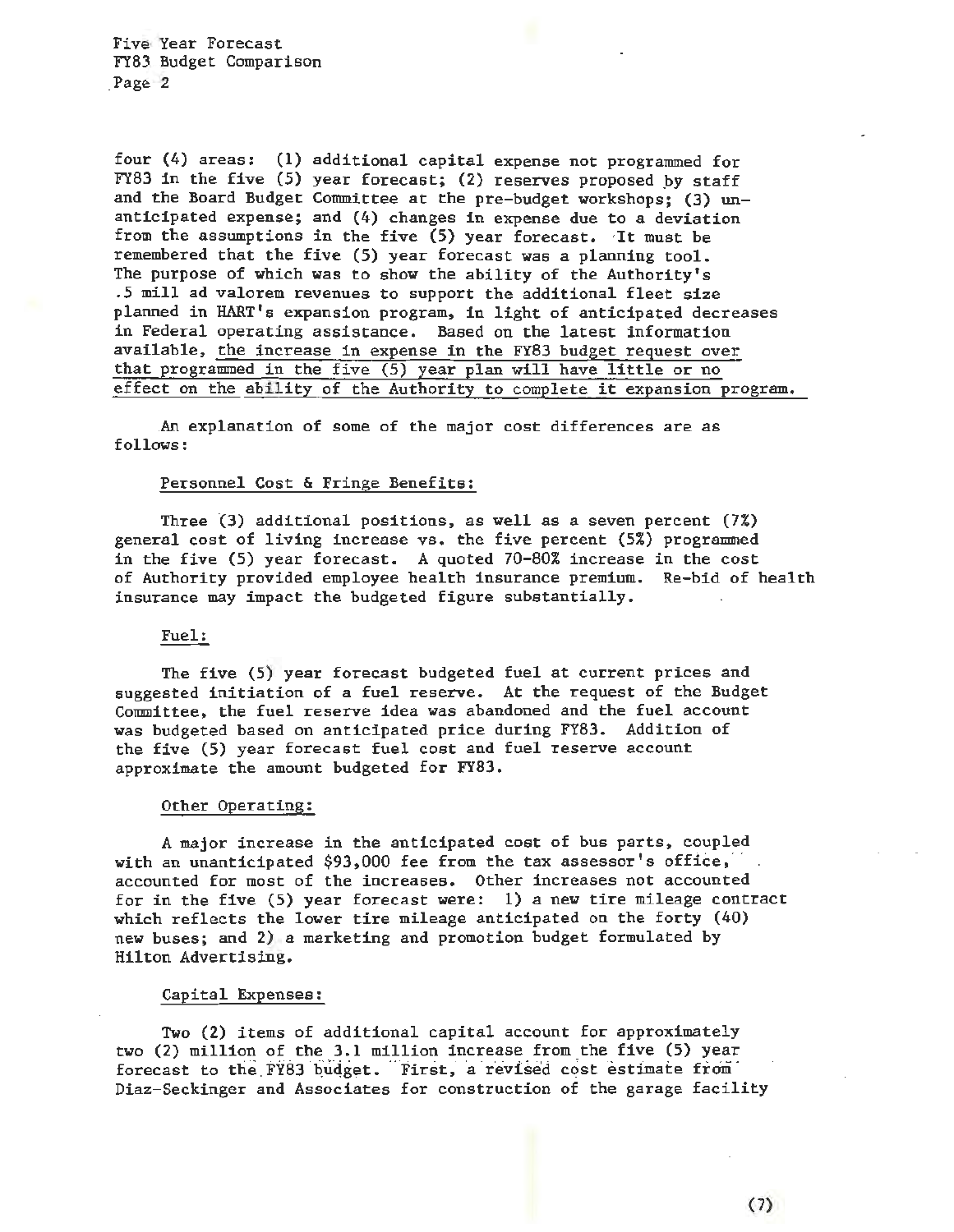four (4) areas: (1) additional capital expense not programmed for FY83 in the five (5) year forecast; (2) reserves proposed by staff and the Board Budget Committee at the pre-budget workshops; (3) unanticipated expense; and (4) changes in expense due to a deviation from the assumptions in the five (5) year forecast. It must be remembered that the five (5) year forecast was a planning tool. The purpose of which was to show the ability of the Authority's .5 mill ad valorem revenues to support the additional fleet size planned in HART's expansion program, in light of anticipated decreases in Federal operating assistance. Based on the latest information available, <u>the increase in expense in the FY83 budget request over that programmed in the five (5) year plan will have little or no effect on the ability of the Authority to complete it expansion program.</u>

An explanation of some of the major cost differences are as follows:

<u>Personnel Cost & Fringe Benefits:</u>

Three (3) additional positions, as well as a seven percent (7%) general cost of living increase vs. the five percent (5%) programmed in the five (5) year forecast. A quoted 70-80% increase in the cost of Authority provided employee health insurance premium. Re-bid of health insurance may impact the budgeted figure substantially.

<u>Fuel:</u>

The five (5) year forecast budgeted fuel at current prices and suggested initiation of a fuel reserve. At the request of the Budget Committee, the fuel reserve idea was abandoned and the fuel account was budgeted based on anticipated price during FY83. Addition of the five (5) year forecast fuel cost and fuel reserve account approximate the amount budgeted for FY83.

<u>Other Operating:</u>

A major increase in the anticipated cost of bus parts, coupled with an unanticipated $93,000 fee from the tax assessor's office, accounted for most of the increases. Other increases not accounted for in the five (5) year forecast were: 1) a new tire mileage contract which reflects the lower tire mileage anticipated on the forty (40) new buses; and 2) a marketing and promotion budget formulated by Hilton Advertising.

<u>Capital Expenses:</u>

Two (2) items of additional capital account for approximately two (2) million of the 3.1 million increase from the five (5) year forecast to the FY83 budget. First, a revised cost estimate from Diaz-Seckinger and Associates for construction of the garage facility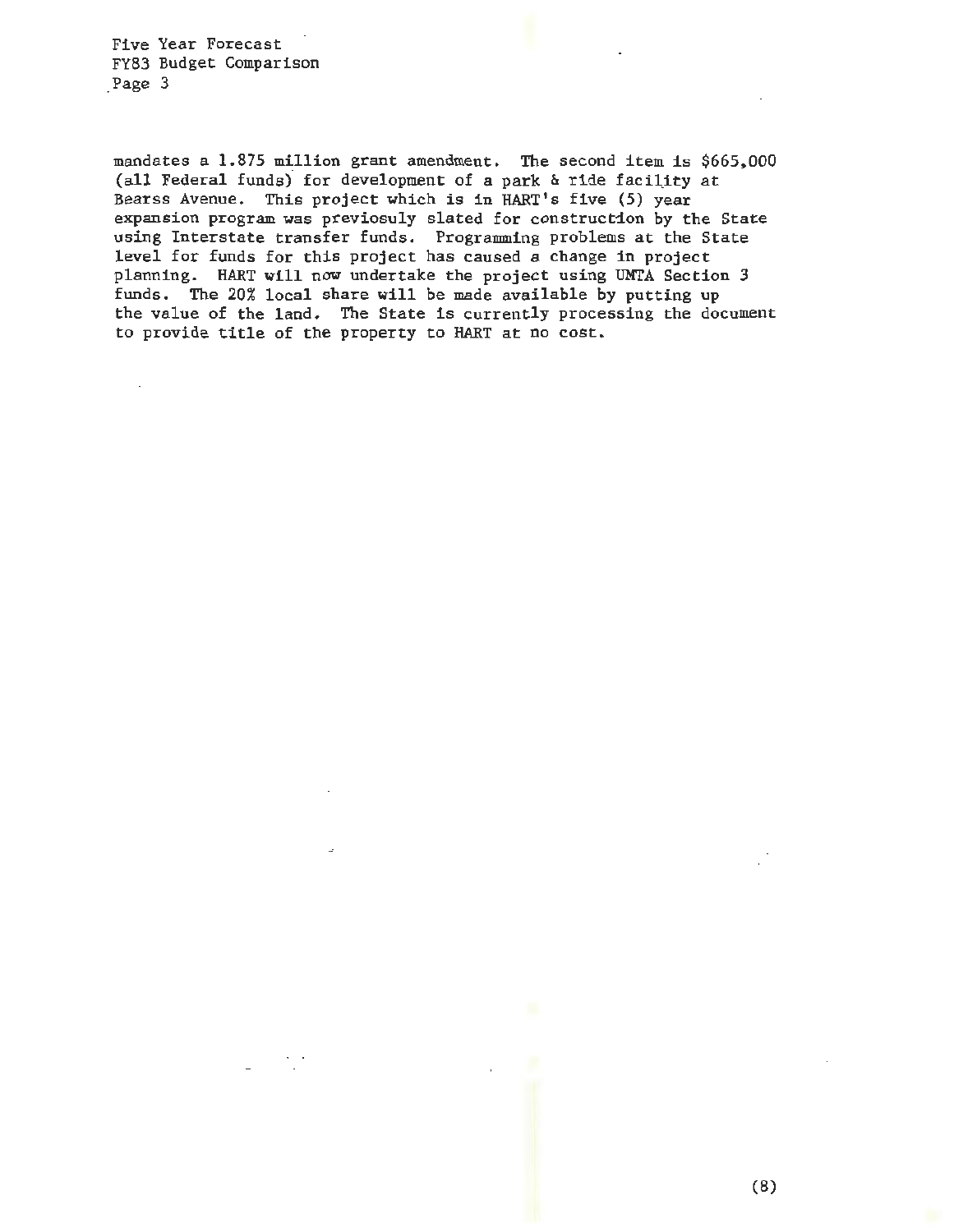mandates a 1.875 million grant amendment. The second item is $665,000 (all Federal funds) for development of a park & ride facility at Bearss Avenue. This project which is in HART's five (5) year expansion program was previosuly slated for construction by the State using Interstate transfer funds. Programming problems at the State level for funds for this project has caused a change in project planning. HART will now undertake the project using UMTA Section 3 funds. The 20% local share will be made available by putting up the value of the land. The State is currently processing the document to provide title of the property to HART at no cost.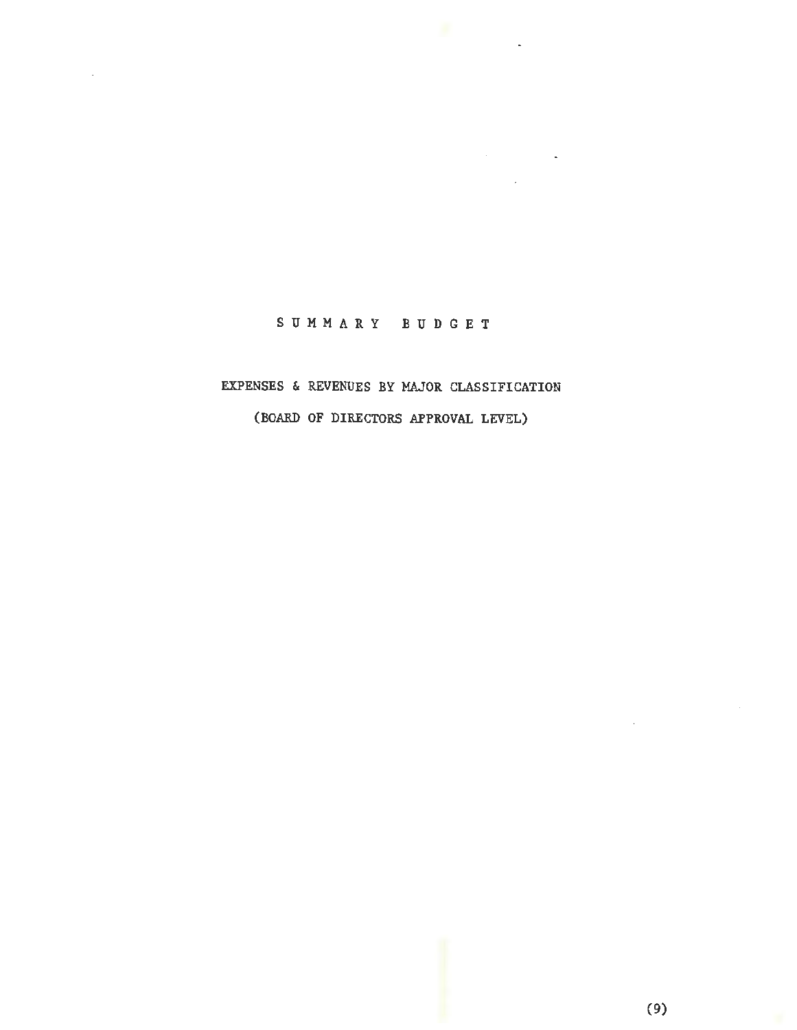# S U M M A R Y   B U D G E T

EXPENSES & REVENUES BY MAJOR CLASSIFICATION

(BOARD OF DIRECTORS APPROVAL LEVEL)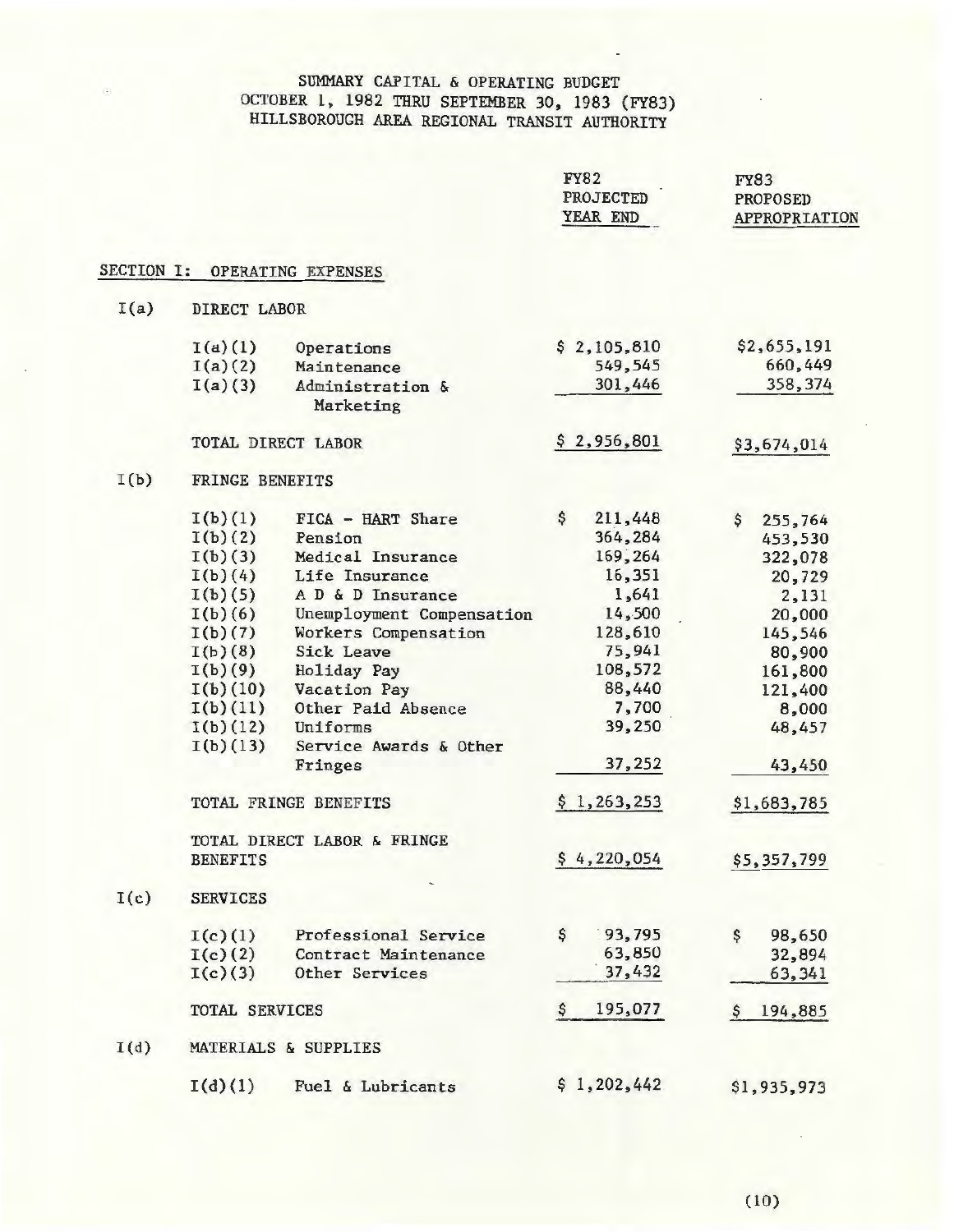# SUMMARY CAPITAL & OPERATING BUDGET
## OCTOBER 1, 1982 THRU SEPTEMBER 30, 1983 (FY83)
## HILLSBOROUGH AREA REGIONAL TRANSIT AUTHORITY

| | | FY82 PROJECTED YEAR END | FY83 PROPOSED APPROPRIATION |
|---|---|---|---|
| **SECTION I: OPERATING EXPENSES** | | | |
| I(a) | DIRECT LABOR | | |
| I(a)(1) | Operations | $ 2,105,810 | $2,655,191 |
| I(a)(2) | Maintenance | 549,545 | 660,449 |
| I(a)(3) | Administration & Marketing | 301,446 | 358,374 |
| | TOTAL DIRECT LABOR | $ 2,956,801 | $3,674,014 |
| I(b) | FRINGE BENEFITS | | |
| I(b)(1) | FICA - HART Share | $ 211,448 | $ 255,764 |
| I(b)(2) | Pension | 364,284 | 453,530 |
| I(b)(3) | Medical Insurance | 169,264 | 322,078 |
| I(b)(4) | Life Insurance | 16,351 | 20,729 |
| I(b)(5) | A D & D Insurance | 1,641 | 2,131 |
| I(b)(6) | Unemployment Compensation | 14,500 | 20,000 |
| I(b)(7) | Workers Compensation | 128,610 | 145,546 |
| I(b)(8) | Sick Leave | 75,941 | 80,900 |
| I(b)(9) | Holiday Pay | 108,572 | 161,800 |
| I(b)(10) | Vacation Pay | 88,440 | 121,400 |
| I(b)(11) | Other Paid Absence | 7,700 | 8,000 |
| I(b)(12) | Uniforms | 39,250 | 48,457 |
| I(b)(13) | Service Awards & Other Fringes | 37,252 | 43,450 |
| | TOTAL FRINGE BENEFITS | $ 1,263,253 | $1,683,785 |
| | TOTAL DIRECT LABOR & FRINGE BENEFITS | $ 4,220,054 | $5,357,799 |
| I(c) | SERVICES | | |
| I(c)(1) | Professional Service | $ 93,795 | $ 98,650 |
| I(c)(2) | Contract Maintenance | 63,850 | 32,894 |
| I(c)(3) | Other Services | 37,432 | 63,341 |
| | TOTAL SERVICES | $ 195,077 | $ 194,885 |
| I(d) | MATERIALS & SUPPLIES | | |
| I(d)(1) | Fuel & Lubricants | $ 1,202,442 | $1,935,973 |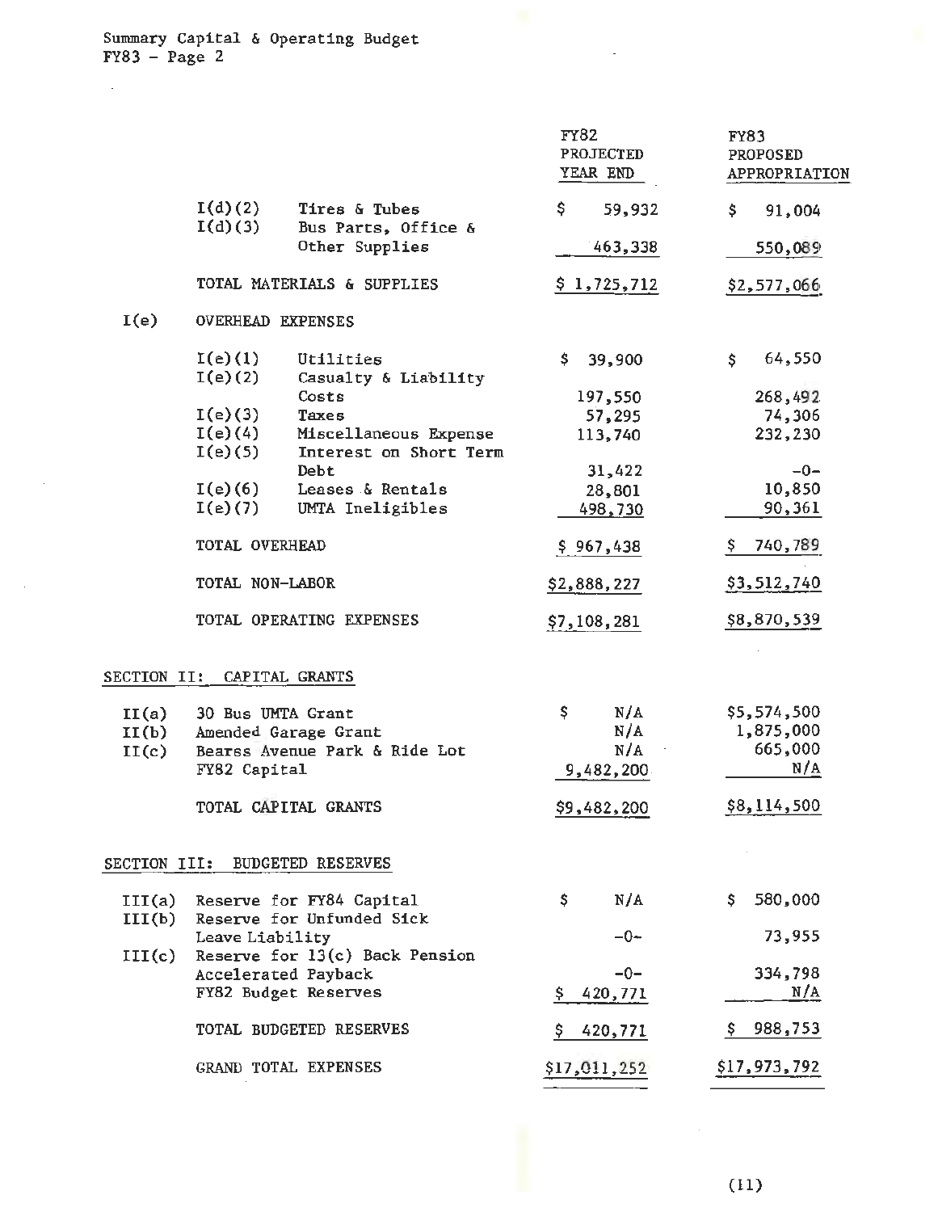Summary Capital & Operating Budget
FY83 - Page 2

| | | FY82 PROJECTED YEAR END | FY83 PROPOSED APPROPRIATION |
|---|---|---|---|
| I(d)(2) | Tires & Tubes | $ 59,932 | $ 91,004 |
| I(d)(3) | Bus Parts, Office & Other Supplies | 463,338 | 550,089 |
| | TOTAL MATERIALS & SUPPLIES | $ 1,725,712 | $2,577,066 |
| I(e) | OVERHEAD EXPENSES | | |
| I(e)(1) | Utilities | $ 39,900 | $ 64,550 |
| I(e)(2) | Casualty & Liability Costs | 197,550 | 268,492 |
| I(e)(3) | Taxes | 57,295 | 74,306 |
| I(e)(4) | Miscellaneous Expense | 113,740 | 232,230 |
| I(e)(5) | Interest on Short Term Debt | 31,422 | -0- |
| I(e)(6) | Leases & Rentals | 28,801 | 10,850 |
| I(e)(7) | UMTA Ineligibles | 498,730 | 90,361 |
| | TOTAL OVERHEAD | $ 967,438 | $ 740,789 |
| | TOTAL NON-LABOR | $2,888,227 | $3,512,740 |
| | TOTAL OPERATING EXPENSES | $7,108,281 | $8,870,539 |

## SECTION II: CAPITAL GRANTS

| | | FY82 PROJECTED YEAR END | FY83 PROPOSED APPROPRIATION |
|---|---|---|---|
| II(a) | 30 Bus UMTA Grant | $ N/A | $5,574,500 |
| II(b) | Amended Garage Grant | N/A | 1,875,000 |
| II(c) | Bearss Avenue Park & Ride Lot | N/A | 665,000 |
| | FY82 Capital | 9,482,200 | N/A |
| | TOTAL CAPITAL GRANTS | $9,482,200 | $8,114,500 |

## SECTION III: BUDGETED RESERVES

| | | FY82 PROJECTED YEAR END | FY83 PROPOSED APPROPRIATION |
|---|---|---|---|
| III(a) | Reserve for FY84 Capital | $ N/A | $ 580,000 |
| III(b) | Reserve for Unfunded Sick Leave Liability | -0- | 73,955 |
| III(c) | Reserve for 13(c) Back Pension Accelerated Payback | -0- | 334,798 |
| | FY82 Budget Reserves | $ 420,771 | N/A |
| | TOTAL BUDGETED RESERVES | $ 420,771 | $ 988,753 |
| | GRAND TOTAL EXPENSES | $17,011,252 | $17,973,792 |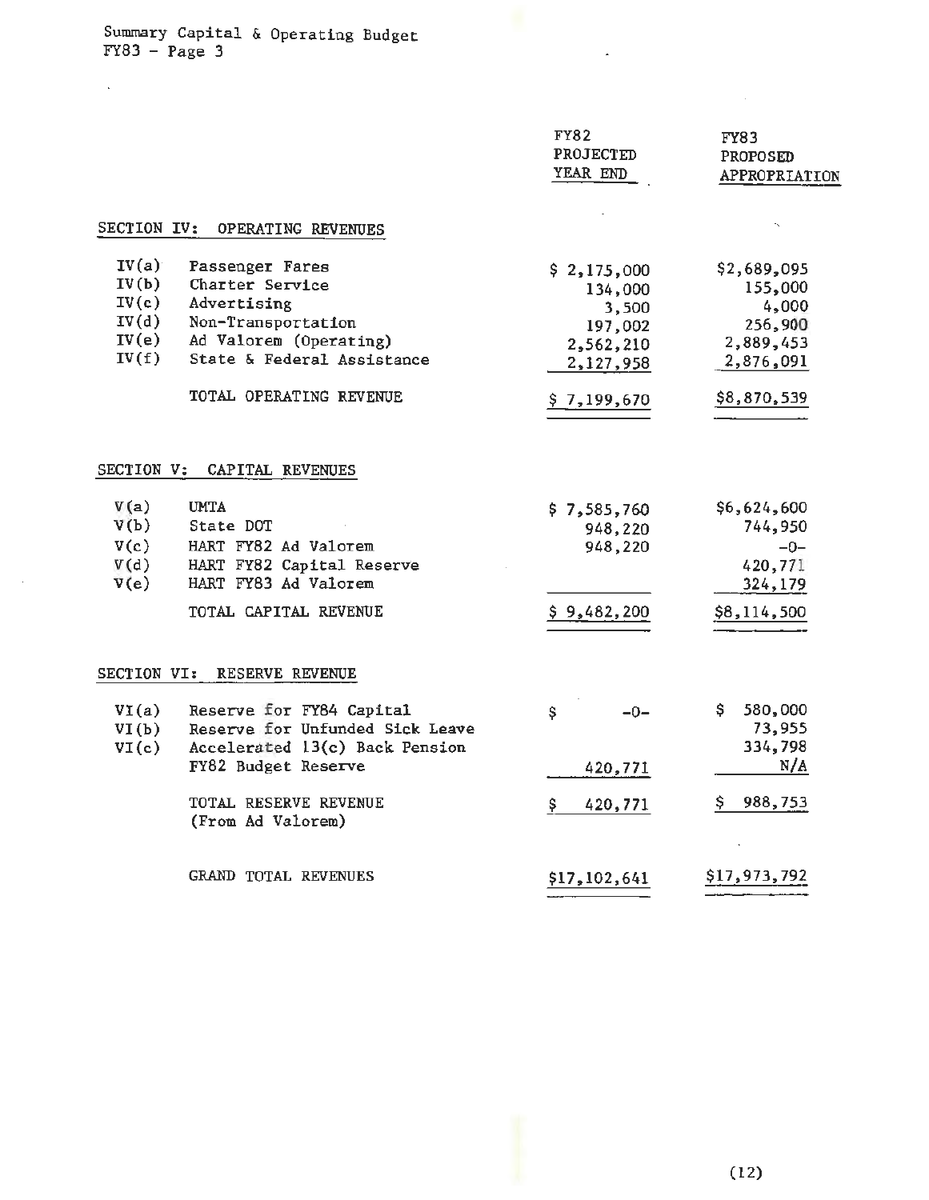Summary Capital & Operating Budget
FY83 - Page 3

| | | FY82 PROJECTED YEAR END | FY83 PROPOSED APPROPRIATION |
|---|---|---|---|
| **SECTION IV: OPERATING REVENUES** | | | |
| IV(a) | Passenger Fares | $ 2,175,000 | $2,689,095 |
| IV(b) | Charter Service | 134,000 | 155,000 |
| IV(c) | Advertising | 3,500 | 4,000 |
| IV(d) | Non-Transportation | 197,002 | 256,900 |
| IV(e) | Ad Valorem (Operating) | 2,562,210 | 2,889,453 |
| IV(f) | State & Federal Assistance | 2,127,958 | 2,876,091 |
| | TOTAL OPERATING REVENUE | $ 7,199,670 | $8,870,539 |
| **SECTION V: CAPITAL REVENUES** | | | |
| V(a) | UMTA | $ 7,585,760 | $6,624,600 |
| V(b) | State DOT | 948,220 | 744,950 |
| V(c) | HART FY82 Ad Valorem | 948,220 | -0- |
| V(d) | HART FY82 Capital Reserve | | 420,771 |
| V(e) | HART FY83 Ad Valorem | | 324,179 |
| | TOTAL CAPITAL REVENUE | $ 9,482,200 | $8,114,500 |
| **SECTION VI: RESERVE REVENUE** | | | |
| VI(a) | Reserve for FY84 Capital | $ -0- | $ 580,000 |
| VI(b) | Reserve for Unfunded Sick Leave | | 73,955 |
| VI(c) | Accelerated 13(c) Back Pension | | 334,798 |
| | FY82 Budget Reserve | 420,771 | N/A |
| | TOTAL RESERVE REVENUE (From Ad Valorem) | $ 420,771 | $ 988,753 |
| | GRAND TOTAL REVENUES | $17,102,641 | $17,973,792 |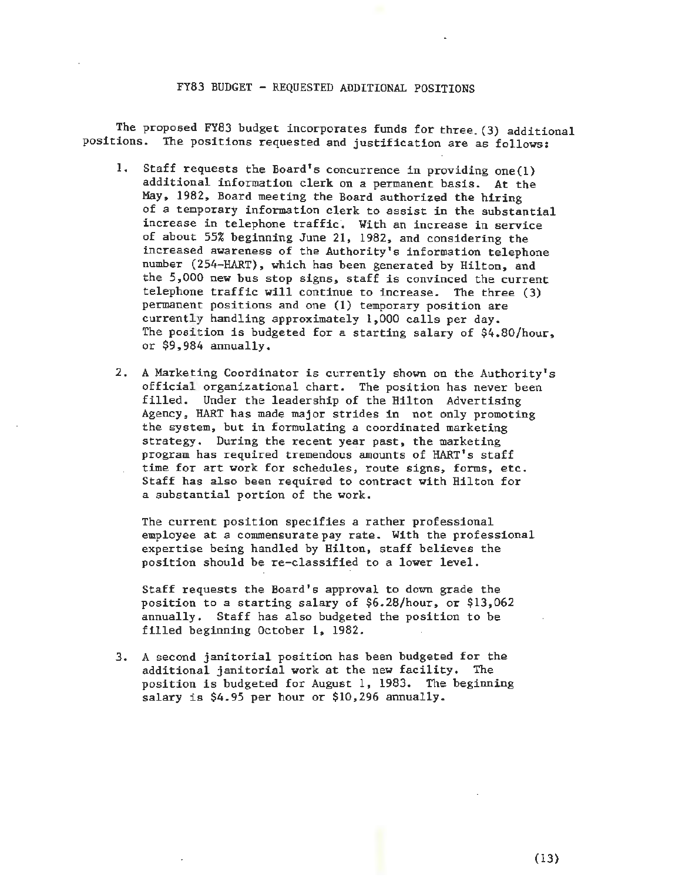# FY83 BUDGET - REQUESTED ADDITIONAL POSITIONS

The proposed FY83 budget incorporates funds for three (3) additional positions. The positions requested and justification are as follows:

1. Staff requests the Board's concurrence in providing one(1) additional information clerk on a permanent basis. At the May, 1982, Board meeting the Board authorized the hiring of a temporary information clerk to assist in the substantial increase in telephone traffic. With an increase in service of about 55% beginning June 21, 1982, and considering the increased awareness of the Authority's information telephone number (254-HART), which has been generated by Hilton, and the 5,000 new bus stop signs, staff is convinced the current telephone traffic will continue to increase. The three (3) permanent positions and one (1) temporary position are currently handling approximately 1,000 calls per day. The position is budgeted for a starting salary of $4.80/hour, or $9,984 annually.

2. A Marketing Coordinator is currently shown on the Authority's official organizational chart. The position has never been filled. Under the leadership of the Hilton Advertising Agency, HART has made major strides in not only promoting the system, but in formulating a coordinated marketing strategy. During the recent year past, the marketing program has required tremendous amounts of HART's staff time for art work for schedules, route signs, forms, etc. Staff has also been required to contract with Hilton for a substantial portion of the work.

   The current position specifies a rather professional employee at a commensurate pay rate. With the professional expertise being handled by Hilton, staff believes the position should be re-classified to a lower level.

   Staff requests the Board's approval to down grade the position to a starting salary of $6.28/hour, or $13,062 annually. Staff has also budgeted the position to be filled beginning October 1, 1982.

3. A second janitorial position has been budgeted for the additional janitorial work at the new facility. The position is budgeted for August 1, 1983. The beginning salary is $4.95 per hour or $10,296 annually.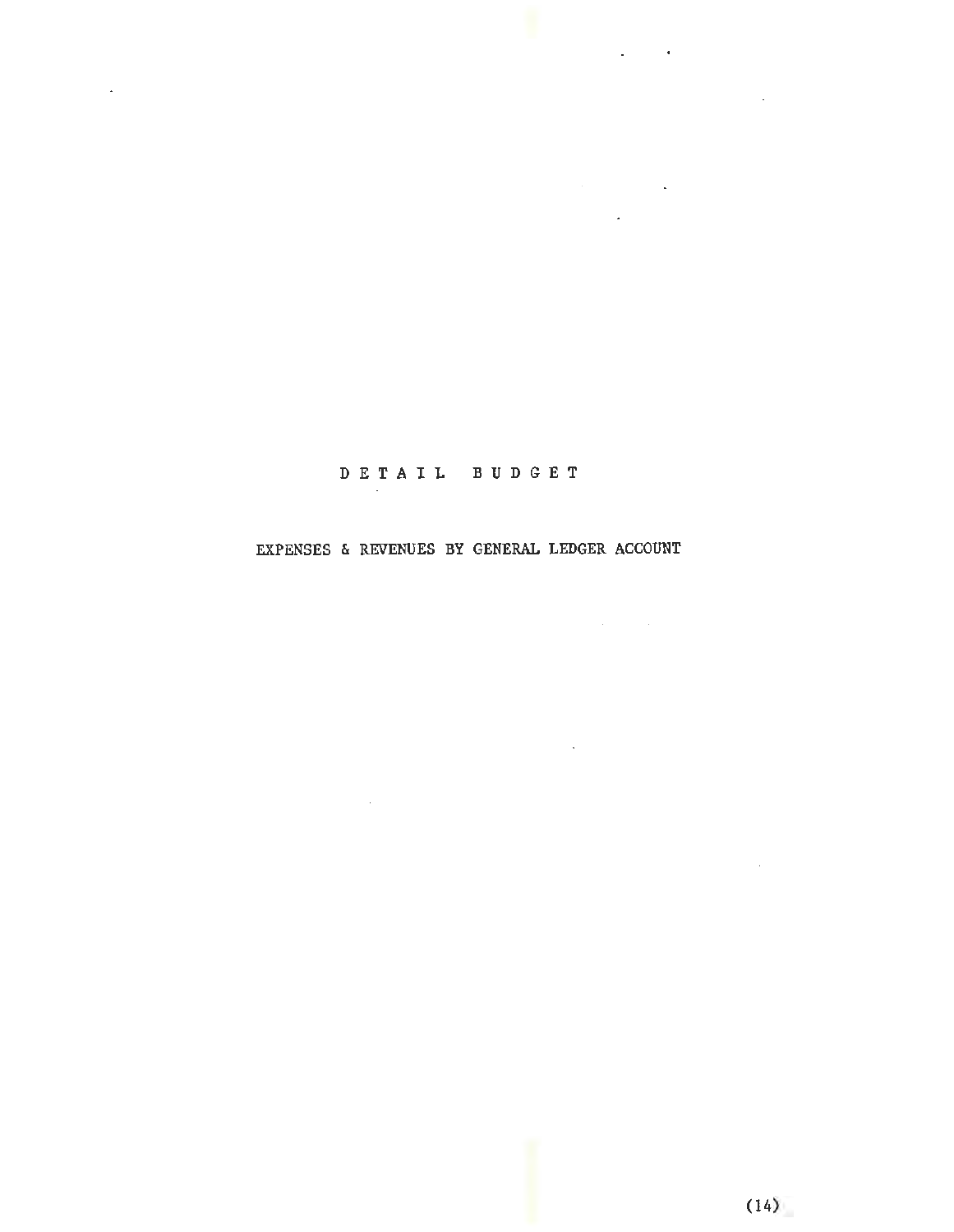# D E T A I L   B U D G E T

## EXPENSES & REVENUES BY GENERAL LEDGER ACCOUNT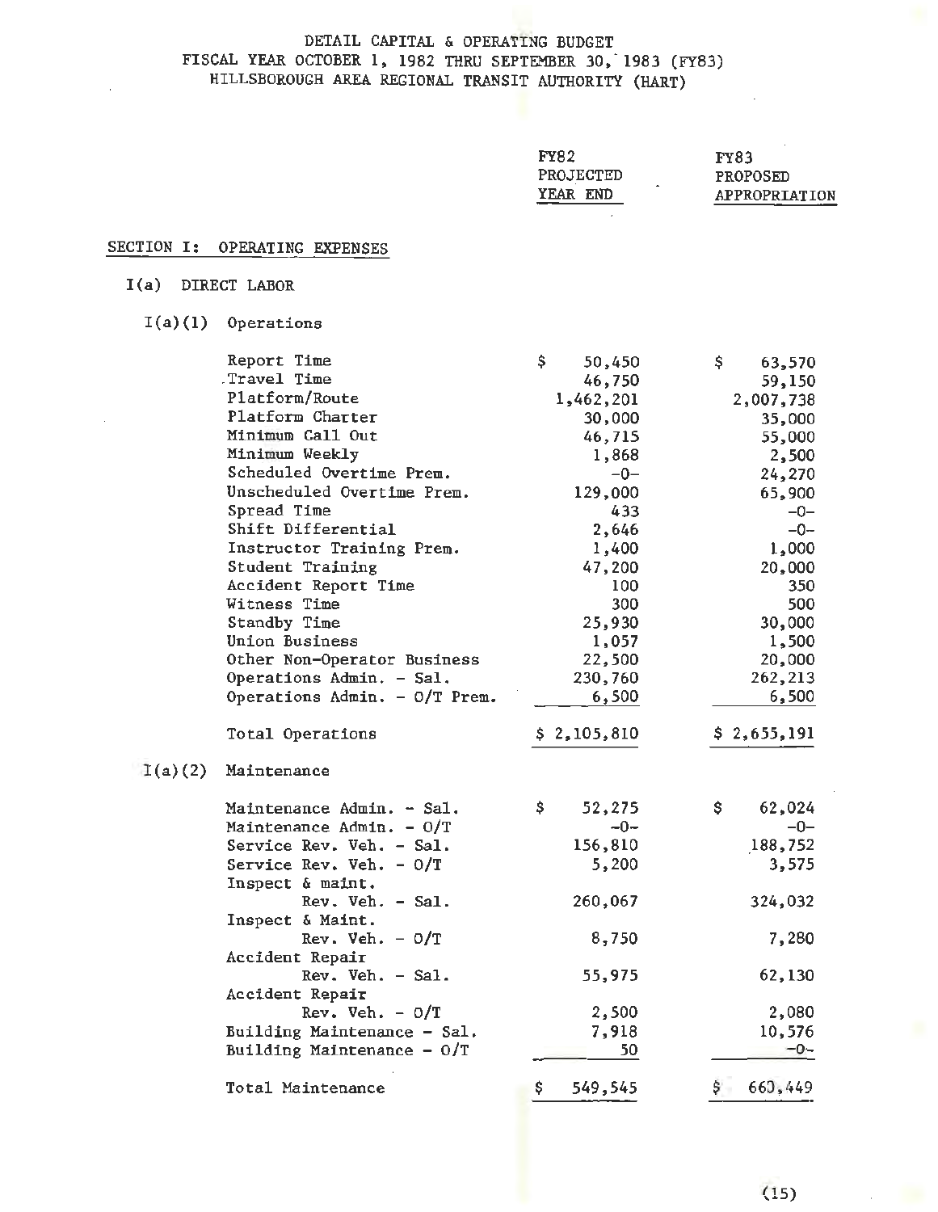DETAIL CAPITAL & OPERATING BUDGET
FISCAL YEAR OCTOBER 1, 1982 THRU SEPTEMBER 30, 1983 (FY83)
HILLSBOROUGH AREA REGIONAL TRANSIT AUTHORITY (HART)

| | FY82 PROJECTED YEAR END | FY83 PROPOSED APPROPRIATION |
|---|---|---|
| **SECTION I: OPERATING EXPENSES** | | |
| I(a) DIRECT LABOR | | |
| I(a)(1) Operations | | |
| Report Time | $ 50,450 | $ 63,570 |
| Travel Time | 46,750 | 59,150 |
| Platform/Route | 1,462,201 | 2,007,738 |
| Platform Charter | 30,000 | 35,000 |
| Minimum Call Out | 46,715 | 55,000 |
| Minimum Weekly | 1,868 | 2,500 |
| Scheduled Overtime Prem. | -0- | 24,270 |
| Unscheduled Overtime Prem. | 129,000 | 65,900 |
| Spread Time | 433 | -0- |
| Shift Differential | 2,646 | -0- |
| Instructor Training Prem. | 1,400 | 1,000 |
| Student Training | 47,200 | 20,000 |
| Accident Report Time | 100 | 350 |
| Witness Time | 300 | 500 |
| Standby Time | 25,930 | 30,000 |
| Union Business | 1,057 | 1,500 |
| Other Non-Operator Business | 22,500 | 20,000 |
| Operations Admin. - Sal. | 230,760 | 262,213 |
| Operations Admin. - O/T Prem. | 6,500 | 6,500 |
| Total Operations | $ 2,105,810 | $ 2,655,191 |
| I(a)(2) Maintenance | | |
| Maintenance Admin. - Sal. | $ 52,275 | $ 62,024 |
| Maintenance Admin. - O/T | -0- | -0- |
| Service Rev. Veh. - Sal. | 156,810 | 188,752 |
| Service Rev. Veh. - O/T | 5,200 | 3,575 |
| Inspect & maint. Rev. Veh. - Sal. | 260,067 | 324,032 |
| Inspect & Maint. Rev. Veh. - O/T | 8,750 | 7,280 |
| Accident Repair Rev. Veh. - Sal. | 55,975 | 62,130 |
| Accident Repair Rev. Veh. - O/T | 2,500 | 2,080 |
| Building Maintenance - Sal. | 7,918 | 10,576 |
| Building Maintenance - O/T | 50 | -0- |
| Total Maintenance | $ 549,545 | $ 660,449 |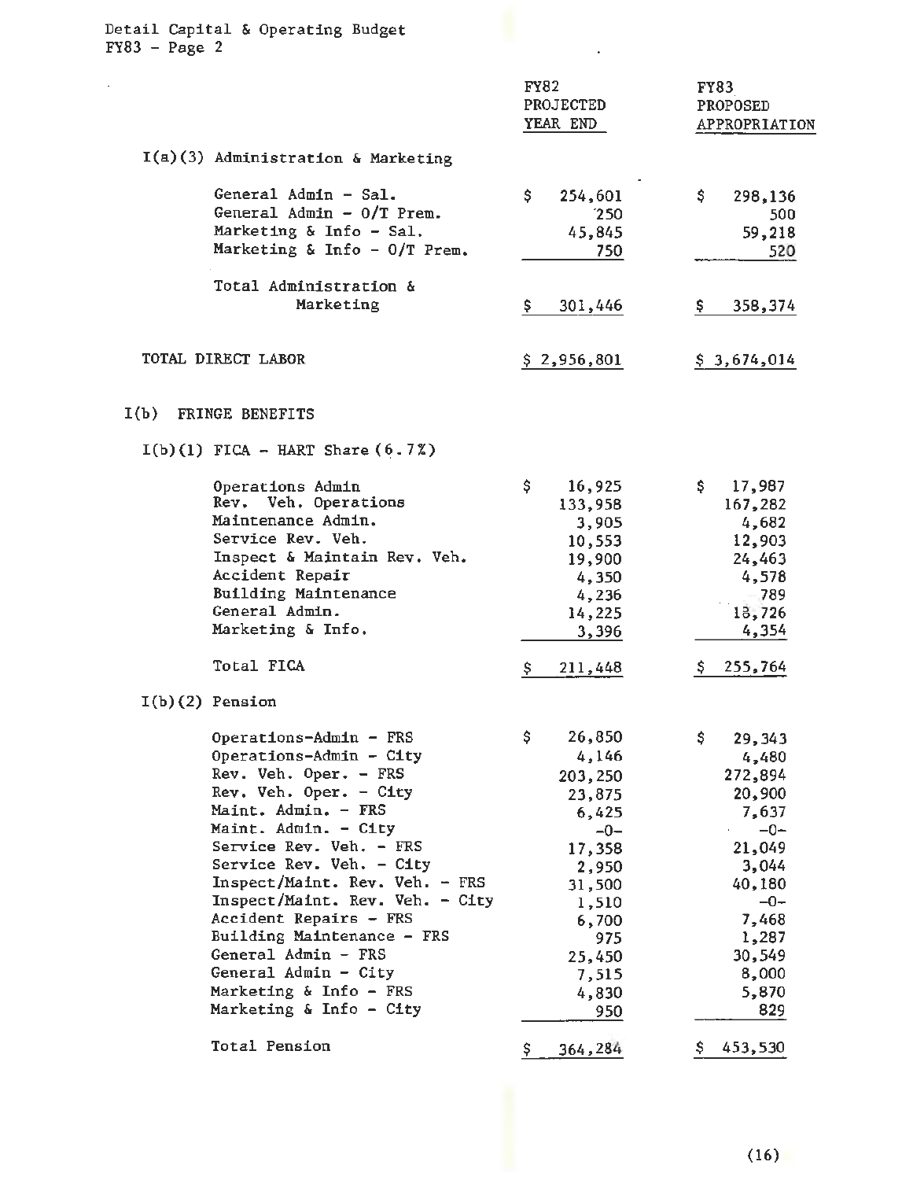Detail Capital & Operating Budget
FY83 - Page 2

| | FY82 PROJECTED YEAR END | FY83 PROPOSED APPROPRIATION |
|---|---|---|
| I(a)(3) Administration & Marketing | | |
| General Admin - Sal. | $ 254,601 | $ 298,136 |
| General Admin - O/T Prem. | 250 | 500 |
| Marketing & Info - Sal. | 45,845 | 59,218 |
| Marketing & Info - O/T Prem. | 750 | 520 |
| Total Administration & Marketing | $ 301,446 | $ 358,374 |
| TOTAL DIRECT LABOR | $ 2,956,801 | $ 3,674,014 |
| I(b) FRINGE BENEFITS | | |
| I(b)(1) FICA - HART Share (6.7%) | | |
| Operations Admin | $ 16,925 | $ 17,987 |
| Rev. Veh. Operations | 133,958 | 167,282 |
| Maintenance Admin. | 3,905 | 4,682 |
| Service Rev. Veh. | 10,553 | 12,903 |
| Inspect & Maintain Rev. Veh. | 19,900 | 24,463 |
| Accident Repair | 4,350 | 4,578 |
| Building Maintenance | 4,236 | 789 |
| General Admin. | 14,225 | 18,726 |
| Marketing & Info. | 3,396 | 4,354 |
| Total FICA | $ 211,448 | $ 255,764 |
| I(b)(2) Pension | | |
| Operations-Admin - FRS | $ 26,850 | $ 29,343 |
| Operations-Admin - City | 4,146 | 4,480 |
| Rev. Veh. Oper. - FRS | 203,250 | 272,894 |
| Rev. Veh. Oper. - City | 23,875 | 20,900 |
| Maint. Admin. - FRS | 6,425 | 7,637 |
| Maint. Admin. - City | -0- | -0- |
| Service Rev. Veh. - FRS | 17,358 | 21,049 |
| Service Rev. Veh. - City | 2,950 | 3,044 |
| Inspect/Maint. Rev. Veh. - FRS | 31,500 | 40,180 |
| Inspect/Maint. Rev. Veh. - City | 1,510 | -0- |
| Accident Repairs - FRS | 6,700 | 7,468 |
| Building Maintenance - FRS | 975 | 1,287 |
| General Admin - FRS | 25,450 | 30,549 |
| General Admin - City | 7,515 | 8,000 |
| Marketing & Info - FRS | 4,830 | 5,870 |
| Marketing & Info - City | 950 | 829 |
| Total Pension | $ 364,284 | $ 453,530 |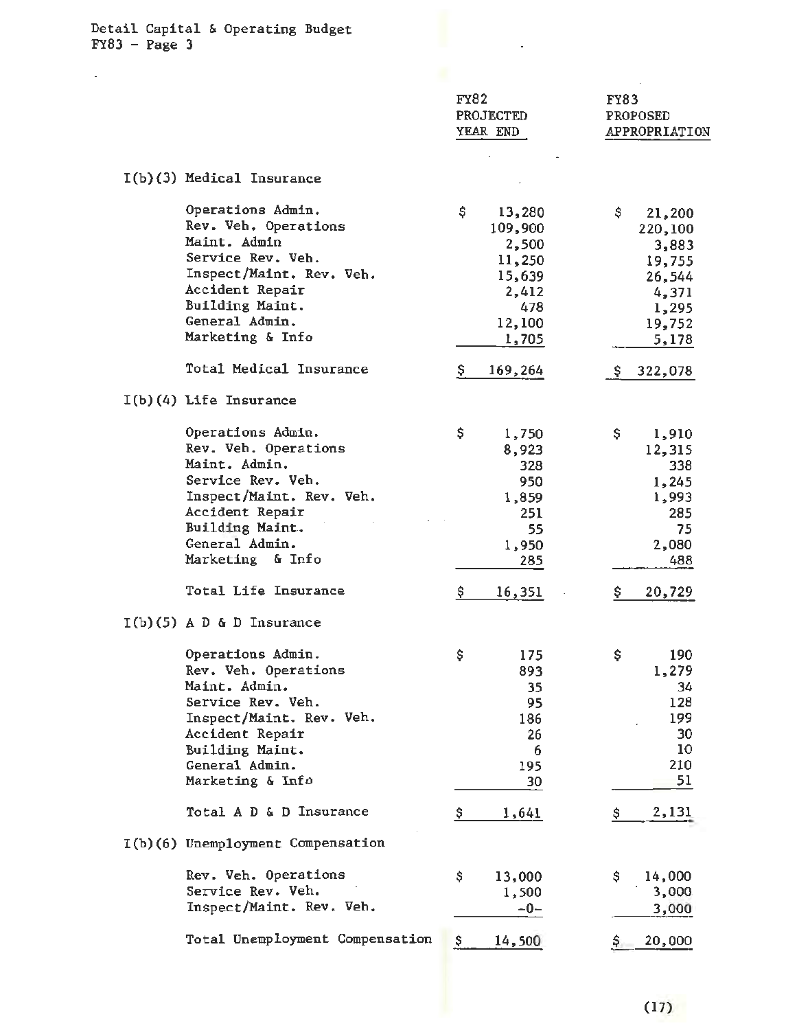Detail Capital & Operating Budget
FY83 - Page 3

| | FY82 PROJECTED YEAR END | FY83 PROPOSED APPROPRIATION |
|---|---|---|
| **I(b)(3) Medical Insurance** | | |
| Operations Admin. | $ 13,280 | $ 21,200 |
| Rev. Veh. Operations | 109,900 | 220,100 |
| Maint. Admin | 2,500 | 3,883 |
| Service Rev. Veh. | 11,250 | 19,755 |
| Inspect/Maint. Rev. Veh. | 15,639 | 26,544 |
| Accident Repair | 2,412 | 4,371 |
| Building Maint. | 478 | 1,295 |
| General Admin. | 12,100 | 19,752 |
| Marketing & Info | 1,705 | 5,178 |
| Total Medical Insurance | $ 169,264 | $ 322,078 |
| **I(b)(4) Life Insurance** | | |
| Operations Admin. | $ 1,750 | $ 1,910 |
| Rev. Veh. Operations | 8,923 | 12,315 |
| Maint. Admin. | 328 | 338 |
| Service Rev. Veh. | 950 | 1,245 |
| Inspect/Maint. Rev. Veh. | 1,859 | 1,993 |
| Accident Repair | 251 | 285 |
| Building Maint. | 55 | 75 |
| General Admin. | 1,950 | 2,080 |
| Marketing & Info | 285 | 488 |
| Total Life Insurance | $ 16,351 | $ 20,729 |
| **I(b)(5) A D & D Insurance** | | |
| Operations Admin. | $ 175 | $ 190 |
| Rev. Veh. Operations | 893 | 1,279 |
| Maint. Admin. | 35 | 34 |
| Service Rev. Veh. | 95 | 128 |
| Inspect/Maint. Rev. Veh. | 186 | 199 |
| Accident Repair | 26 | 30 |
| Building Maint. | 6 | 10 |
| General Admin. | 195 | 210 |
| Marketing & Info | 30 | 51 |
| Total A D & D Insurance | $ 1,641 | $ 2,131 |
| **I(b)(6) Unemployment Compensation** | | |
| Rev. Veh. Operations | $ 13,000 | $ 14,000 |
| Service Rev. Veh. | 1,500 | 3,000 |
| Inspect/Maint. Rev. Veh. | -0- | 3,000 |
| Total Unemployment Compensation | $ 14,500 | $ 20,000 |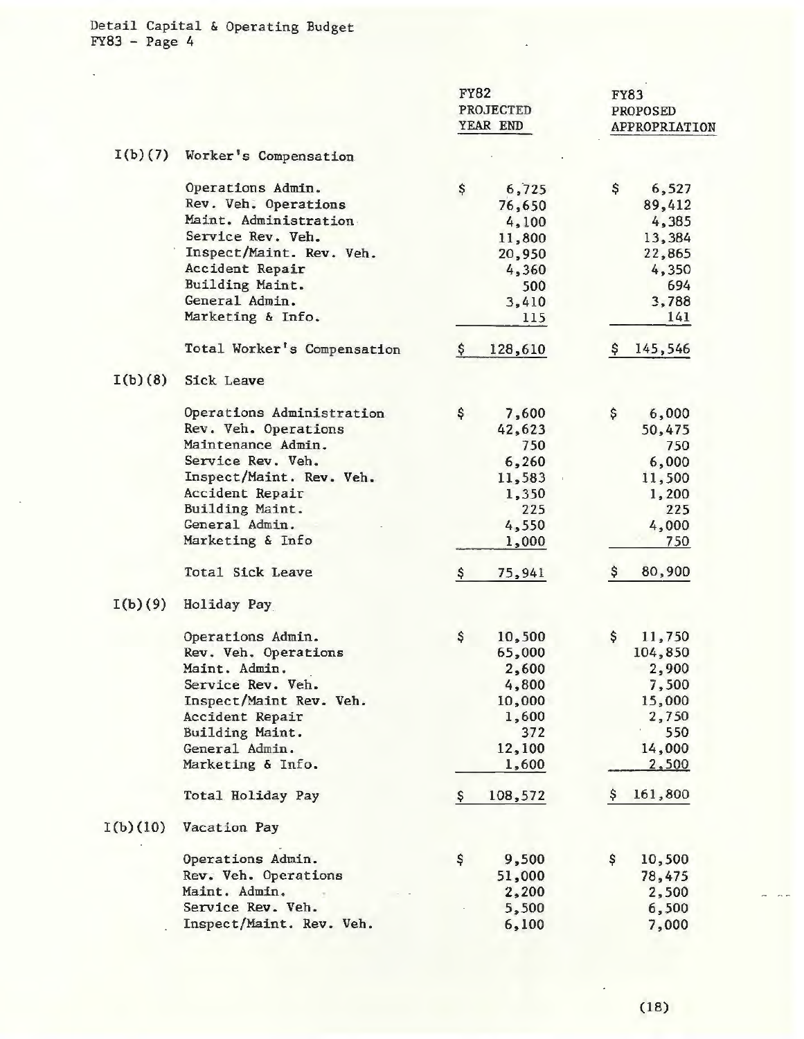| | | FY82 PROJECTED YEAR END | FY83 PROPOSED APPROPRIATION |
|---|---|---|---|
| I(b)(7) | Worker's Compensation | | |
| | Operations Admin. | $ 6,725 | $ 6,527 |
| | Rev. Veh. Operations | 76,650 | 89,412 |
| | Maint. Administration | 4,100 | 4,385 |
| | Service Rev. Veh. | 11,800 | 13,384 |
| | Inspect/Maint. Rev. Veh. | 20,950 | 22,865 |
| | Accident Repair | 4,360 | 4,350 |
| | Building Maint. | 500 | 694 |
| | General Admin. | 3,410 | 3,788 |
| | Marketing & Info. | 115 | 141 |
| | Total Worker's Compensation | $ 128,610 | $ 145,546 |
| I(b)(8) | Sick Leave | | |
| | Operations Administration | $ 7,600 | $ 6,000 |
| | Rev. Veh. Operations | 42,623 | 50,475 |
| | Maintenance Admin. | 750 | 750 |
| | Service Rev. Veh. | 6,260 | 6,000 |
| | Inspect/Maint. Rev. Veh. | 11,583 | 11,500 |
| | Accident Repair | 1,350 | 1,200 |
| | Building Maint. | 225 | 225 |
| | General Admin. | 4,550 | 4,000 |
| | Marketing & Info | 1,000 | 750 |
| | Total Sick Leave | $ 75,941 | $ 80,900 |
| I(b)(9) | Holiday Pay | | |
| | Operations Admin. | $ 10,500 | $ 11,750 |
| | Rev. Veh. Operations | 65,000 | 104,850 |
| | Maint. Admin. | 2,600 | 2,900 |
| | Service Rev. Veh. | 4,800 | 7,500 |
| | Inspect/Maint Rev. Veh. | 10,000 | 15,000 |
| | Accident Repair | 1,600 | 2,750 |
| | Building Maint. | 372 | 550 |
| | General Admin. | 12,100 | 14,000 |
| | Marketing & Info. | 1,600 | 2,500 |
| | Total Holiday Pay | $ 108,572 | $ 161,800 |
| I(b)(10) | Vacation Pay | | |
| | Operations Admin. | $ 9,500 | $ 10,500 |
| | Rev. Veh. Operations | 51,000 | 78,475 |
| | Maint. Admin. | 2,200 | 2,500 |
| | Service Rev. Veh. | 5,500 | 6,500 |
| | Inspect/Maint. Rev. Veh. | 6,100 | 7,000 |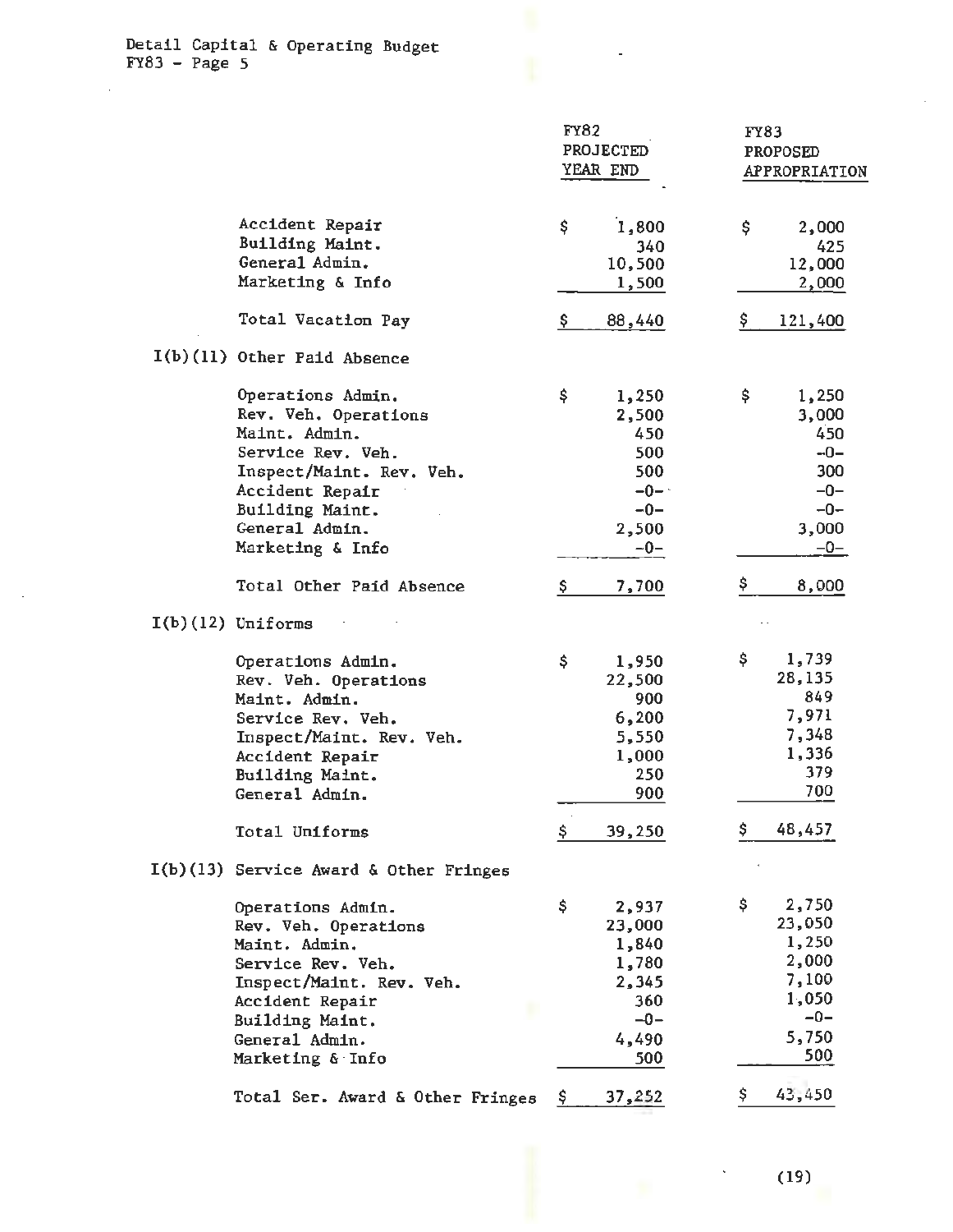| | FY82 PROJECTED YEAR END | FY83 PROPOSED APPROPRIATION |
|---|---|---|
| Accident Repair | $ 1,800 | $ 2,000 |
| Building Maint. | 340 | 425 |
| General Admin. | 10,500 | 12,000 |
| Marketing & Info | 1,500 | 2,000 |
| Total Vacation Pay | $ 88,440 | $ 121,400 |
| **I(b)(11) Other Paid Absence** | | |
| Operations Admin. | $ 1,250 | $ 1,250 |
| Rev. Veh. Operations | 2,500 | 3,000 |
| Maint. Admin. | 450 | 450 |
| Service Rev. Veh. | 500 | -0- |
| Inspect/Maint. Rev. Veh. | 500 | 300 |
| Accident Repair | -0- | -0- |
| Building Maint. | -0- | -0- |
| General Admin. | 2,500 | 3,000 |
| Marketing & Info | -0- | -0- |
| Total Other Paid Absence | $ 7,700 | $ 8,000 |
| **I(b)(12) Uniforms** | | |
| Operations Admin. | $ 1,950 | $ 1,739 |
| Rev. Veh. Operations | 22,500 | 28,135 |
| Maint. Admin. | 900 | 849 |
| Service Rev. Veh. | 6,200 | 7,971 |
| Inspect/Maint. Rev. Veh. | 5,550 | 7,348 |
| Accident Repair | 1,000 | 1,336 |
| Building Maint. | 250 | 379 |
| General Admin. | 900 | 700 |
| Total Uniforms | $ 39,250 | $ 48,457 |
| **I(b)(13) Service Award & Other Fringes** | | |
| Operations Admin. | $ 2,937 | $ 2,750 |
| Rev. Veh. Operations | 23,000 | 23,050 |
| Maint. Admin. | 1,840 | 1,250 |
| Service Rev. Veh. | 1,780 | 2,000 |
| Inspect/Maint. Rev. Veh. | 2,345 | 7,100 |
| Accident Repair | 360 | 1,050 |
| Building Maint. | -0- | -0- |
| General Admin. | 4,490 | 5,750 |
| Marketing & Info | 500 | 500 |
| Total Ser. Award & Other Fringes | $ 37,252 | $ 43,450 |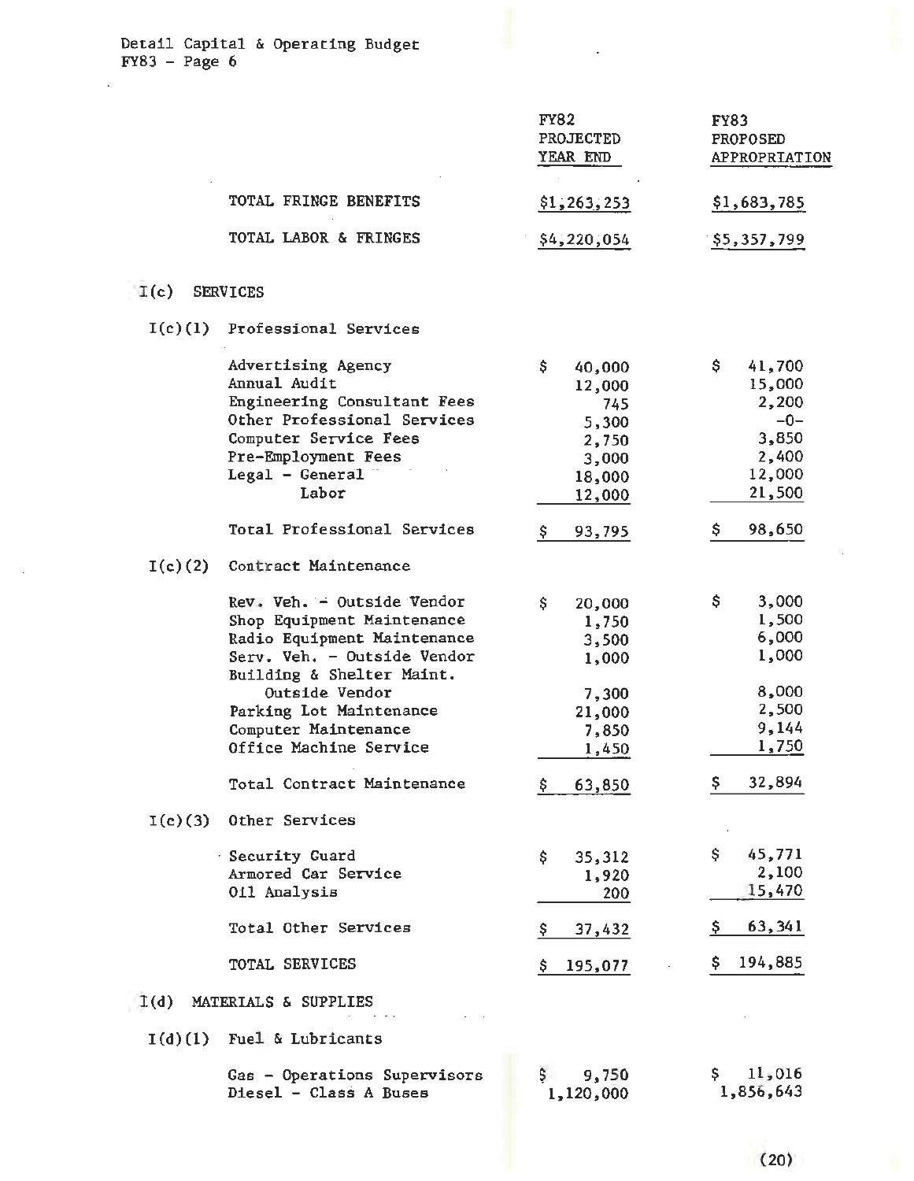Detail Capital & Operating Budget
FY83 - Page 6

| | | FY82 PROJECTED YEAR END | FY83 PROPOSED APPROPRIATION |
|---|---|---|---|
| | TOTAL FRINGE BENEFITS | $1,263,253 | $1,683,785 |
| | TOTAL LABOR & FRINGES | $4,220,054 | $5,357,799 |
| I(c) | SERVICES | | |
| I(c)(1) | Professional Services | | |
| | Advertising Agency | $ 40,000 | $ 41,700 |
| | Annual Audit | 12,000 | 15,000 |
| | Engineering Consultant Fees | 745 | 2,200 |
| | Other Professional Services | 5,300 | -0- |
| | Computer Service Fees | 2,750 | 3,850 |
| | Pre-Employment Fees | 3,000 | 2,400 |
| | Legal - General | 18,000 | 12,000 |
| | Labor | 12,000 | 21,500 |
| | Total Professional Services | $ 93,795 | $ 98,650 |
| I(c)(2) | Contract Maintenance | | |
| | Rev. Veh. - Outside Vendor | $ 20,000 | $ 3,000 |
| | Shop Equipment Maintenance | 1,750 | 1,500 |
| | Radio Equipment Maintenance | 3,500 | 6,000 |
| | Serv. Veh. - Outside Vendor | 1,000 | 1,000 |
| | Building & Shelter Maint. Outside Vendor | 7,300 | 8,000 |
| | Parking Lot Maintenance | 21,000 | 2,500 |
| | Computer Maintenance | 7,850 | 9,144 |
| | Office Machine Service | 1,450 | 1,750 |
| | Total Contract Maintenance | $ 63,850 | $ 32,894 |
| I(c)(3) | Other Services | | |
| | Security Guard | $ 35,312 | $ 45,771 |
| | Armored Car Service | 1,920 | 2,100 |
| | Oil Analysis | 200 | 15,470 |
| | Total Other Services | $ 37,432 | $ 63,341 |
| | TOTAL SERVICES | $ 195,077 | $ 194,885 |
| I(d) | MATERIALS & SUPPLIES | | |
| I(d)(1) | Fuel & Lubricants | | |
| | Gas - Operations Supervisors | $ 9,750 | $ 11,016 |
| | Diesel - Class A Buses | 1,120,000 | 1,856,643 |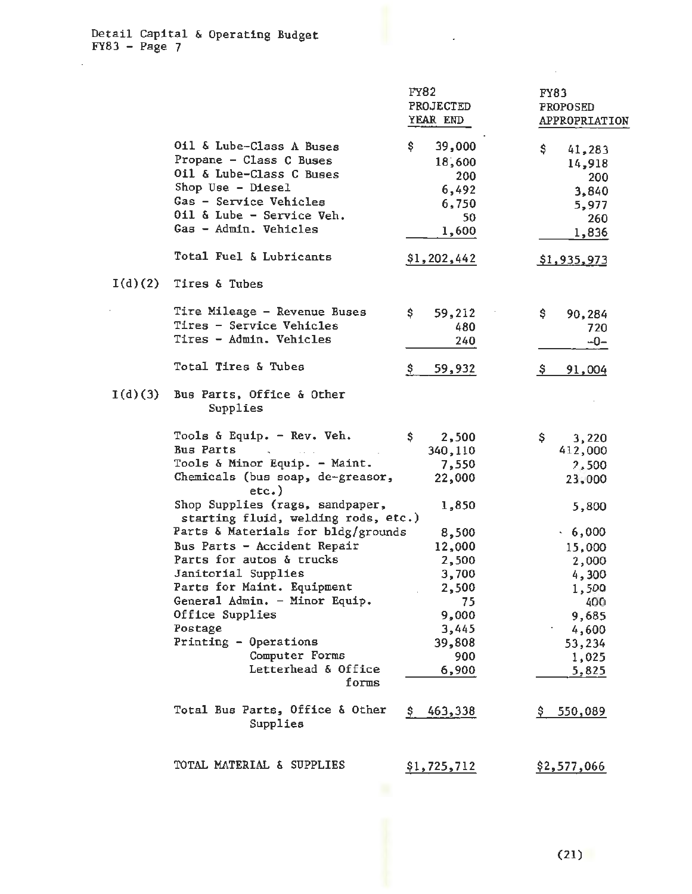| | | FY82 PROJECTED YEAR END | FY83 PROPOSED APPROPRIATION |
|---|---|---|---|
| | Oil & Lube-Class A Buses | $ 39,000 | $ 41,283 |
| | Propane - Class C Buses | 18,600 | 14,918 |
| | Oil & Lube-Class C Buses | 200 | 200 |
| | Shop Use - Diesel | 6,492 | 3,840 |
| | Gas - Service Vehicles | 6,750 | 5,977 |
| | Oil & Lube - Service Veh. | 50 | 260 |
| | Gas - Admin. Vehicles | 1,600 | 1,836 |
| | Total Fuel & Lubricants | $1,202,442 | $1,935,973 |
| I(d)(2) | Tires & Tubes | | |
| | Tire Mileage - Revenue Buses | $ 59,212 | $ 90,284 |
| | Tires - Service Vehicles | 480 | 720 |
| | Tires - Admin. Vehicles | 240 | -0- |
| | Total Tires & Tubes | $ 59,932 | $ 91,004 |
| I(d)(3) | Bus Parts, Office & Other Supplies | | |
| | Tools & Equip. - Rev. Veh. | $ 2,500 | $ 3,220 |
| | Bus Parts | 340,110 | 412,000 |
| | Tools & Minor Equip. - Maint. | 7,550 | 2,500 |
| | Chemicals (bus soap, de-greasor, etc.) | 22,000 | 23,000 |
| | Shop Supplies (rags, sandpaper, starting fluid, welding rods, etc.) | 1,850 | 5,800 |
| | Parts & Materials for bldg/grounds | 8,500 | 6,000 |
| | Bus Parts - Accident Repair | 12,000 | 15,000 |
| | Parts for autos & trucks | 2,500 | 2,000 |
| | Janitorial Supplies | 3,700 | 4,300 |
| | Parts for Maint. Equipment | 2,500 | 1,500 |
| | General Admin. - Minor Equip. | 75 | 400 |
| | Office Supplies | 9,000 | 9,685 |
| | Postage | 3,445 | 4,600 |
| | Printing - Operations | 39,808 | 53,234 |
| | Computer Forms | 900 | 1,025 |
| | Letterhead & Office forms | 6,900 | 5,825 |
| | Total Bus Parts, Office & Other Supplies | $ 463,338 | $ 550,089 |
| | TOTAL MATERIAL & SUPPLIES | $1,725,712 | $2,577,066 |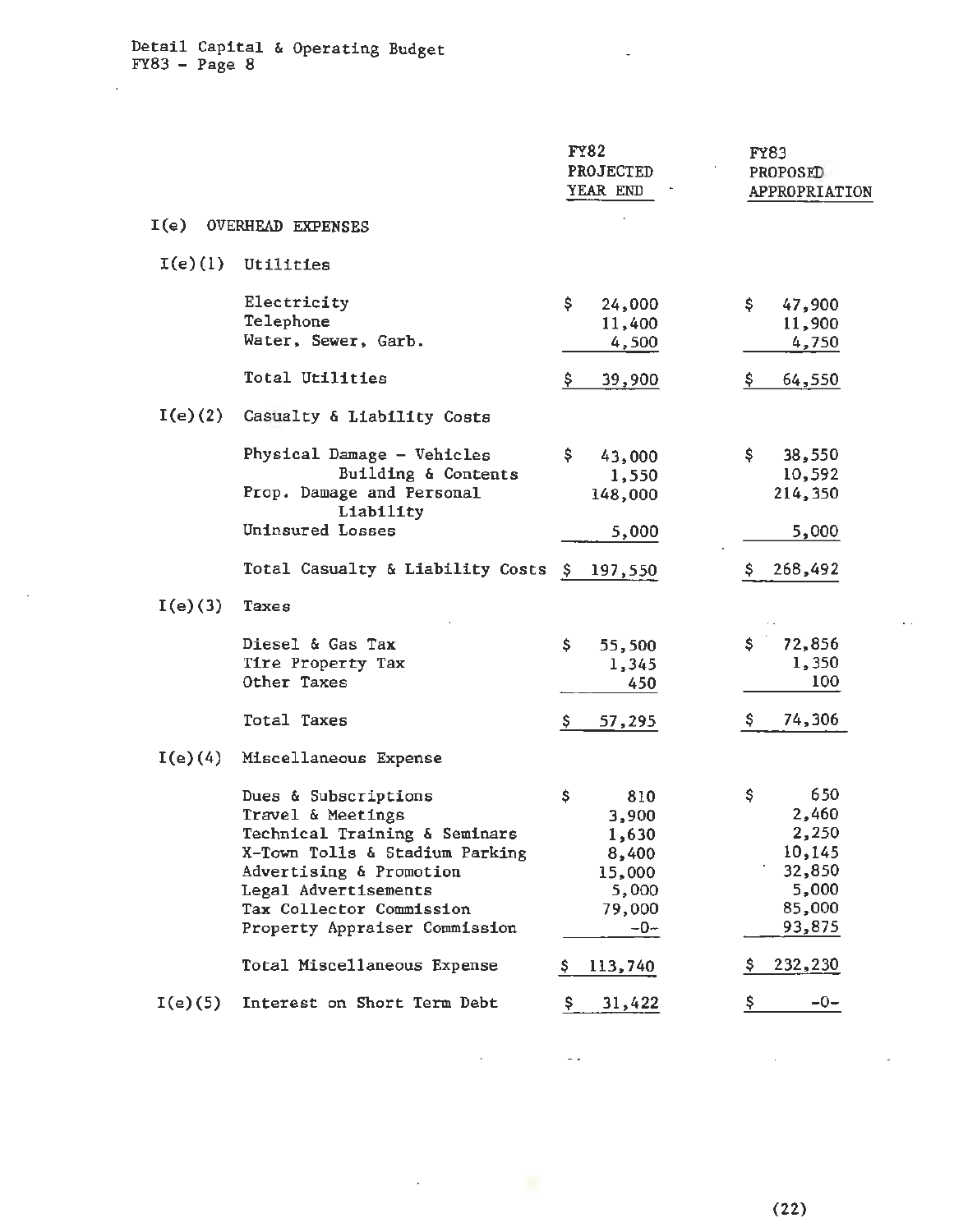| | | FY82 PROJECTED YEAR END | FY83 PROPOSED APPROPRIATION |
|---|---|---|---|
| I(e) | OVERHEAD EXPENSES | | |
| I(e)(1) | Utilities | | |
| | Electricity | $ 24,000 | $ 47,900 |
| | Telephone | 11,400 | 11,900 |
| | Water, Sewer, Garb. | 4,500 | 4,750 |
| | Total Utilities | $ 39,900 | $ 64,550 |
| I(e)(2) | Casualty & Liability Costs | | |
| | Physical Damage - Vehicles | $ 43,000 | $ 38,550 |
| | Building & Contents | 1,550 | 10,592 |
| | Prop. Damage and Personal Liability | 148,000 | 214,350 |
| | Uninsured Losses | 5,000 | 5,000 |
| | Total Casualty & Liability Costs | $ 197,550 | $ 268,492 |
| I(e)(3) | Taxes | | |
| | Diesel & Gas Tax | $ 55,500 | $ 72,856 |
| | Tire Property Tax | 1,345 | 1,350 |
| | Other Taxes | 450 | 100 |
| | Total Taxes | $ 57,295 | $ 74,306 |
| I(e)(4) | Miscellaneous Expense | | |
| | Dues & Subscriptions | $ 810 | $ 650 |
| | Travel & Meetings | 3,900 | 2,460 |
| | Technical Training & Seminars | 1,630 | 2,250 |
| | X-Town Tolls & Stadium Parking | 8,400 | 10,145 |
| | Advertising & Promotion | 15,000 | 32,850 |
| | Legal Advertisements | 5,000 | 5,000 |
| | Tax Collector Commission | 79,000 | 85,000 |
| | Property Appraiser Commission | -0- | 93,875 |
| | Total Miscellaneous Expense | $ 113,740 | $ 232,230 |
| I(e)(5) | Interest on Short Term Debt | $ 31,422 | $ -0- |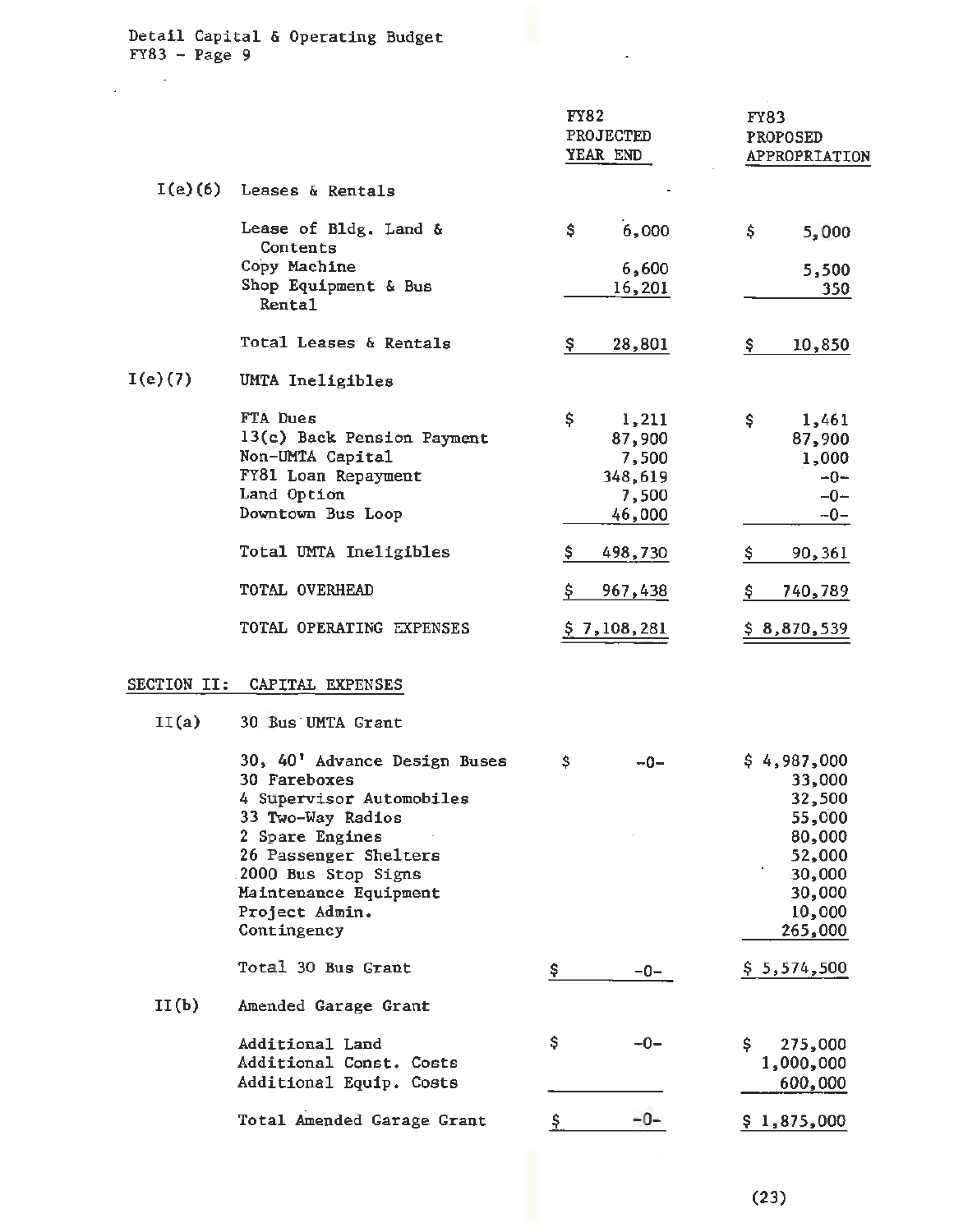Detail Capital & Operating Budget
FY83 - Page 9

| | | FY82 PROJECTED YEAR END | FY83 PROPOSED APPROPRIATION |
|---|---|---|---|
| I(e)(6) | Leases & Rentals | | |
| | Lease of Bldg. Land & Contents | $ 6,000 | $ 5,000 |
| | Copy Machine | 6,600 | 5,500 |
| | Shop Equipment & Bus Rental | 16,201 | 350 |
| | Total Leases & Rentals | $ 28,801 | $ 10,850 |
| I(e)(7) | UMTA Ineligibles | | |
| | FTA Dues | $ 1,211 | $ 1,461 |
| | 13(c) Back Pension Payment | 87,900 | 87,900 |
| | Non-UMTA Capital | 7,500 | 1,000 |
| | FY81 Loan Repayment | 348,619 | -0- |
| | Land Option | 7,500 | -0- |
| | Downtown Bus Loop | 46,000 | -0- |
| | Total UMTA Ineligibles | $ 498,730 | $ 90,361 |
| | TOTAL OVERHEAD | $ 967,438 | $ 740,789 |
| | TOTAL OPERATING EXPENSES | $ 7,108,281 | $ 8,870,539 |

## SECTION II: CAPITAL EXPENSES

| | | FY82 PROJECTED YEAR END | FY83 PROPOSED APPROPRIATION |
|---|---|---|---|
| II(a) | 30 Bus UMTA Grant | | |
| | 30, 40' Advance Design Buses | $ -0- | $ 4,987,000 |
| | 30 Fareboxes | | 33,000 |
| | 4 Supervisor Automobiles | | 32,500 |
| | 33 Two-Way Radios | | 55,000 |
| | 2 Spare Engines | | 80,000 |
| | 26 Passenger Shelters | | 52,000 |
| | 2000 Bus Stop Signs | | 30,000 |
| | Maintenance Equipment | | 30,000 |
| | Project Admin. | | 10,000 |
| | Contingency | | 265,000 |
| | Total 30 Bus Grant | $ -0- | $ 5,574,500 |
| II(b) | Amended Garage Grant | | |
| | Additional Land | $ -0- | $ 275,000 |
| | Additional Const. Costs | | 1,000,000 |
| | Additional Equip. Costs | | 600,000 |
| | Total Amended Garage Grant | $ -0- | $ 1,875,000 |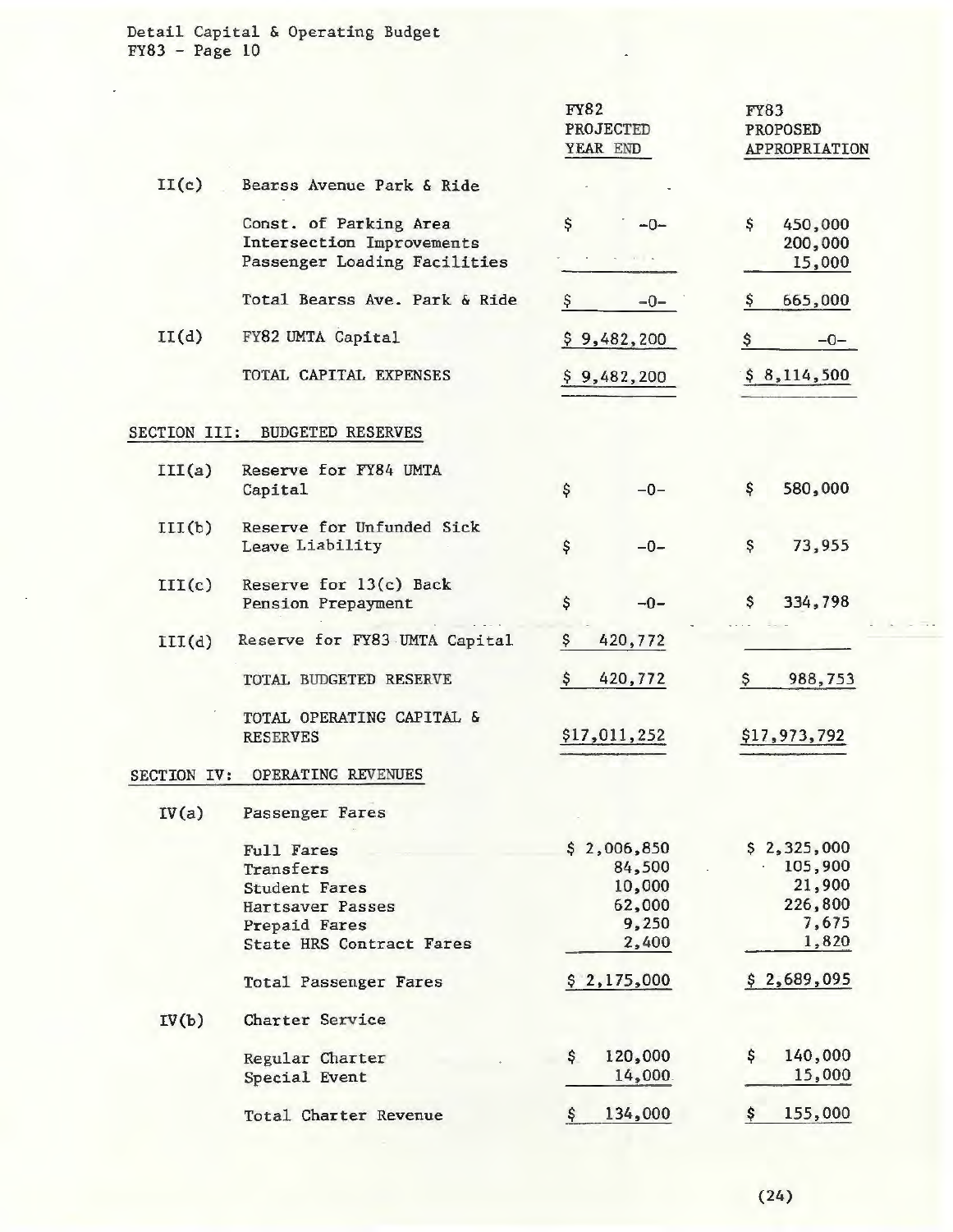Detail Capital & Operating Budget
FY83 - Page 10

| | | FY82 PROJECTED YEAR END | FY83 PROPOSED APPROPRIATION |
|---|---|---|---|
| II(c) | Bearss Avenue Park & Ride | | |
| | Const. of Parking Area | $ -0- | $ 450,000 |
| | Intersection Improvements | | 200,000 |
| | Passenger Loading Facilities | | 15,000 |
| | Total Bearss Ave. Park & Ride | $ -0- | $ 665,000 |
| II(d) | FY82 UMTA Capital | $ 9,482,200 | $ -0- |
| | TOTAL CAPITAL EXPENSES | $ 9,482,200 | $ 8,114,500 |

## SECTION III: BUDGETED RESERVES

| | | FY82 PROJECTED YEAR END | FY83 PROPOSED APPROPRIATION |
|---|---|---|---|
| III(a) | Reserve for FY84 UMTA Capital | $ -0- | $ 580,000 |
| III(b) | Reserve for Unfunded Sick Leave Liability | $ -0- | $ 73,955 |
| III(c) | Reserve for 13(c) Back Pension Prepayment | $ -0- | $ 334,798 |
| III(d) | Reserve for FY83 UMTA Capital | $ 420,772 | |
| | TOTAL BUDGETED RESERVE | $ 420,772 | $ 988,753 |
| | TOTAL OPERATING CAPITAL & RESERVES | $17,011,252 | $17,973,792 |

## SECTION IV: OPERATING REVENUES

| | | FY82 PROJECTED YEAR END | FY83 PROPOSED APPROPRIATION |
|---|---|---|---|
| IV(a) | Passenger Fares | | |
| | Full Fares | $ 2,006,850 | $ 2,325,000 |
| | Transfers | 84,500 | 105,900 |
| | Student Fares | 10,000 | 21,900 |
| | Hartsaver Passes | 62,000 | 226,800 |
| | Prepaid Fares | 9,250 | 7,675 |
| | State HRS Contract Fares | 2,400 | 1,820 |
| | Total Passenger Fares | $ 2,175,000 | $ 2,689,095 |
| IV(b) | Charter Service | | |
| | Regular Charter | $ 120,000 | $ 140,000 |
| | Special Event | 14,000 | 15,000 |
| | Total Charter Revenue | $ 134,000 | $ 155,000 |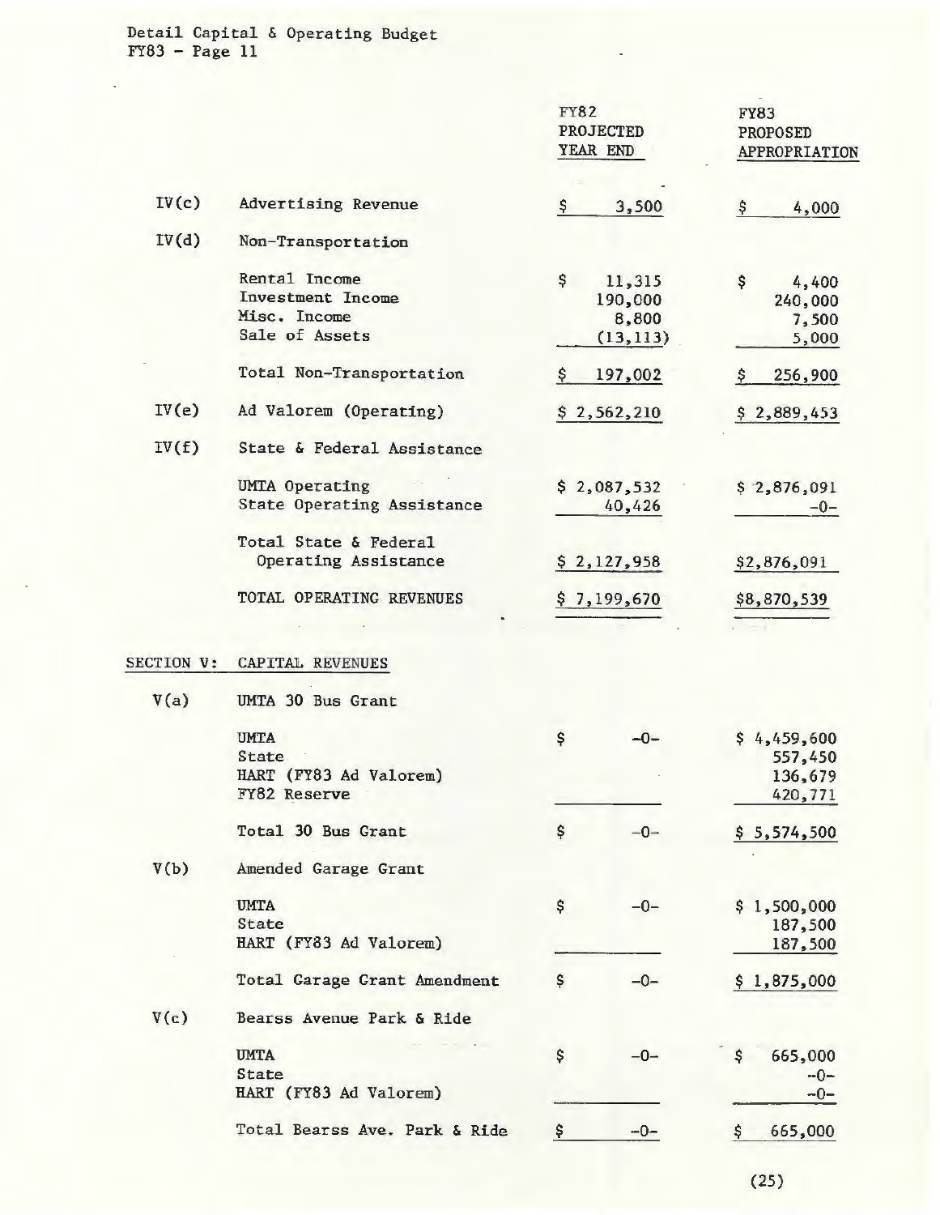Detail Capital & Operating Budget
FY83 - Page 11

| | | FY82 PROJECTED YEAR END | FY83 PROPOSED APPROPRIATION |
|---|---|---|---|
| IV(c) | Advertising Revenue | $ 3,500 | $ 4,000 |
| IV(d) | Non-Transportation | | |
| | Rental Income | $ 11,315 | $ 4,400 |
| | Investment Income | 190,000 | 240,000 |
| | Misc. Income | 8,800 | 7,500 |
| | Sale of Assets | (13,113) | 5,000 |
| | Total Non-Transportation | $ 197,002 | $ 256,900 |
| IV(e) | Ad Valorem (Operating) | $ 2,562,210 | $ 2,889,453 |
| IV(f) | State & Federal Assistance | | |
| | UMTA Operating | $ 2,087,532 | $ 2,876,091 |
| | State Operating Assistance | 40,426 | -0- |
| | Total State & Federal Operating Assistance | $ 2,127,958 | $2,876,091 |
| | TOTAL OPERATING REVENUES | $ 7,199,670 | $8,870,539 |

## SECTION V: CAPITAL REVENUES

| | | FY82 PROJECTED YEAR END | FY83 PROPOSED APPROPRIATION |
|---|---|---|---|
| V(a) | UMTA 30 Bus Grant | | |
| | UMTA | $ -0- | $ 4,459,600 |
| | State | | 557,450 |
| | HART (FY83 Ad Valorem) | | 136,679 |
| | FY82 Reserve | | 420,771 |
| | Total 30 Bus Grant | $ -0- | $ 5,574,500 |
| V(b) | Amended Garage Grant | | |
| | UMTA | $ -0- | $ 1,500,000 |
| | State | | 187,500 |
| | HART (FY83 Ad Valorem) | | 187,500 |
| | Total Garage Grant Amendment | $ -0- | $ 1,875,000 |
| V(c) | Bearss Avenue Park & Ride | | |
| | UMTA | $ -0- | $ 665,000 |
| | State | | -0- |
| | HART (FY83 Ad Valorem) | | -0- |
| | Total Bearss Ave. Park & Ride | $ -0- | $ 665,000 |

(25)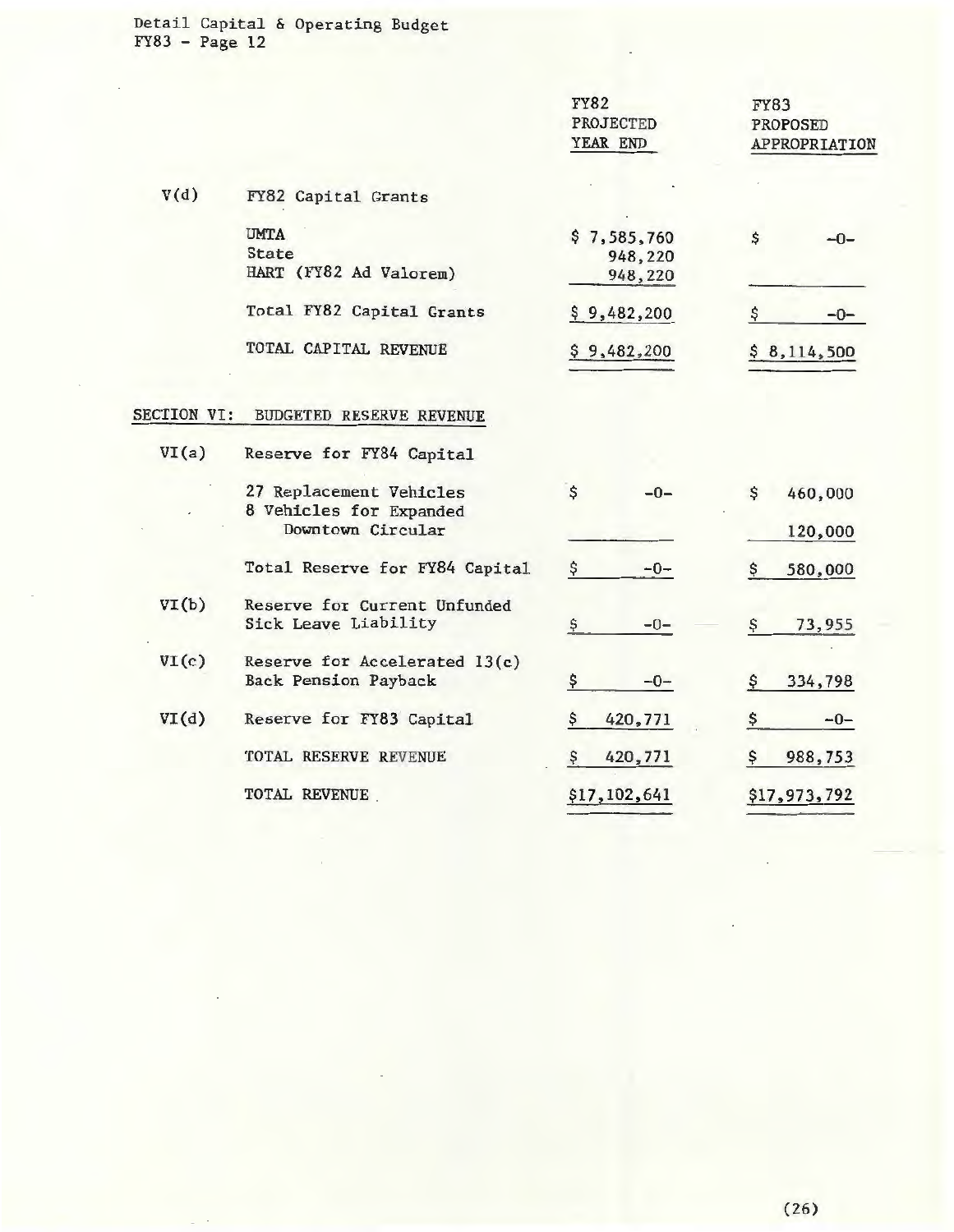| | | FY82 PROJECTED YEAR END | FY83 PROPOSED APPROPRIATION |
|---|---|---|---|
| V(d) | FY82 Capital Grants | | |
| | UMTA | $ 7,585,760 | $ -0- |
| | State | 948,220 | |
| | HART (FY82 Ad Valorem) | 948,220 | |
| | Total FY82 Capital Grants | $ 9,482,200 | $ -0- |
| | TOTAL CAPITAL REVENUE | $ 9,482,200 | $ 8,114,500 |

SECTION VI: BUDGETED RESERVE REVENUE

| | | FY82 PROJECTED YEAR END | FY83 PROPOSED APPROPRIATION |
|---|---|---|---|
| VI(a) | Reserve for FY84 Capital | | |
| | 27 Replacement Vehicles | $ -0- | $ 460,000 |
| | 8 Vehicles for Expanded Downtown Circular | | 120,000 |
| | Total Reserve for FY84 Capital | $ -0- | $ 580,000 |
| VI(b) | Reserve for Current Unfunded Sick Leave Liability | $ -0- | $ 73,955 |
| VI(c) | Reserve for Accelerated 13(c) Back Pension Payback | $ -0- | $ 334,798 |
| VI(d) | Reserve for FY83 Capital | $ 420,771 | $ -0- |
| | TOTAL RESERVE REVENUE | $ 420,771 | $ 988,753 |
| | TOTAL REVENUE | $17,102,641 | $17,973,792 |